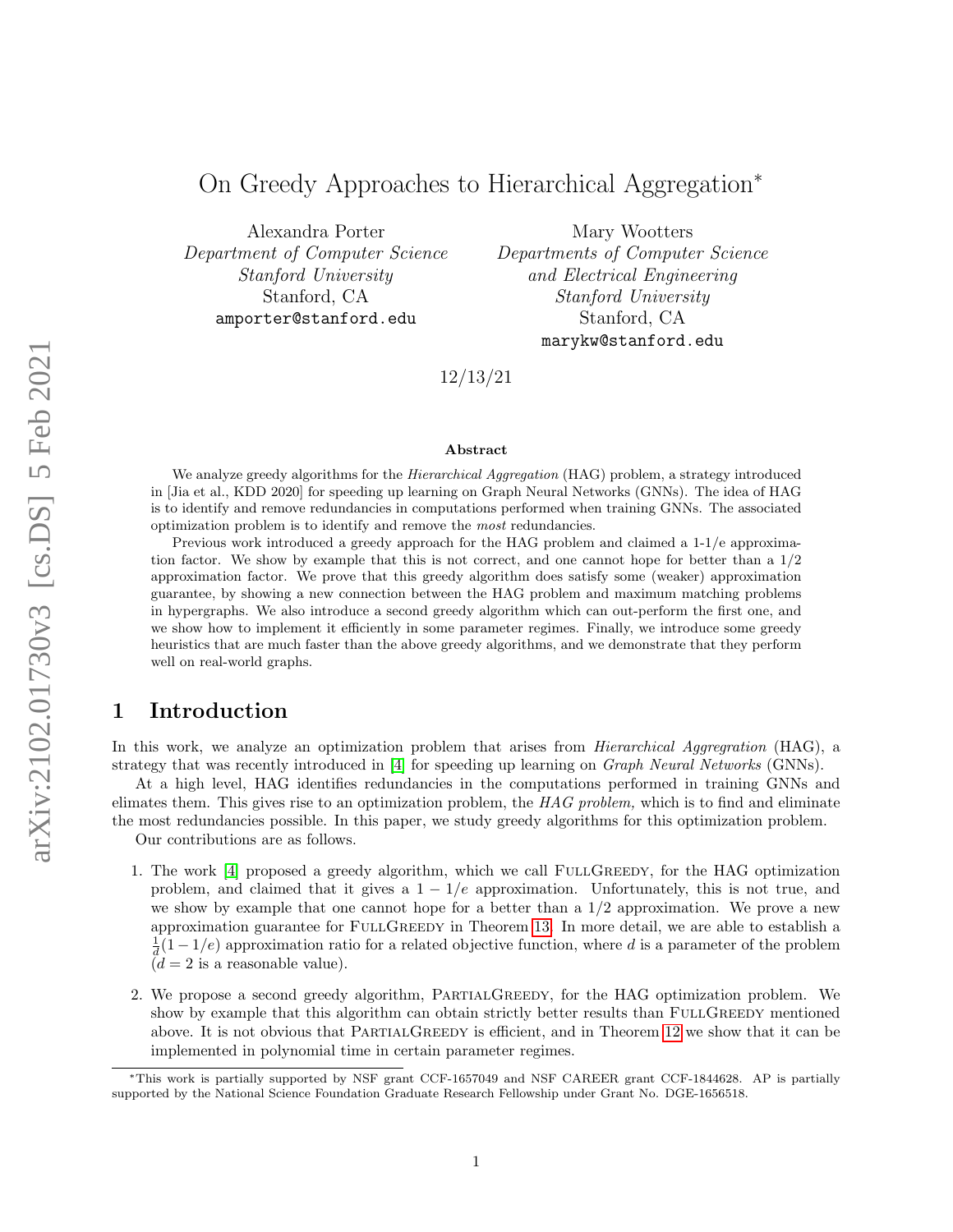# On Greedy Approaches to Hierarchical Aggregation*

Alexandra Porter
*Department of Computer Science*
*Stanford University*
Stanford, CA
amporter@stanford.edu

Mary Wootters
*Departments of Computer Science*
*and Electrical Engineering*
*Stanford University*
Stanford, CA
marykw@stanford.edu

12/13/21

### Abstract

We analyze greedy algorithms for the *Hierarchical Aggregation* (HAG) problem, a strategy introduced in [Jia et al., KDD 2020] for speeding up learning on Graph Neural Networks (GNNs). The idea of HAG is to identify and remove redundancies in computations performed when training GNNs. The associated optimization problem is to identify and remove the *most* redundancies.

Previous work introduced a greedy approach for the HAG problem and claimed a 1-1/e approximation factor. We show by example that this is not correct, and one cannot hope for better than a 1/2 approximation factor. We prove that this greedy algorithm does satisfy some (weaker) approximation guarantee, by showing a new connection between the HAG problem and maximum matching problems in hypergraphs. We also introduce a second greedy algorithm which can out-perform the first one, and we show how to implement it efficiently in some parameter regimes. Finally, we introduce some greedy heuristics that are much faster than the above greedy algorithms, and we demonstrate that they perform well on real-world graphs.

## 1 Introduction

In this work, we analyze an optimization problem that arises from *Hierarchical Aggregration* (HAG), a strategy that was recently introduced in [4] for speeding up learning on *Graph Neural Networks* (GNNs).

At a high level, HAG identifies redundancies in the computations performed in training GNNs and elimates them. This gives rise to an optimization problem, the *HAG problem,* which is to find and eliminate the most redundancies possible. In this paper, we study greedy algorithms for this optimization problem.

Our contributions are as follows.

1. The work [4] proposed a greedy algorithm, which we call FullGreedy, for the HAG optimization problem, and claimed that it gives a $1-1/e$ approximation. Unfortunately, this is not true, and we show by example that one cannot hope for a better than a 1/2 approximation. We prove a new approximation guarantee for FullGreedy in Theorem 13. In more detail, we are able to establish a $\frac{1}{d}(1-1/e)$ approximation ratio for a related objective function, where $d$ is a parameter of the problem ($d=2$ is a reasonable value).
2. We propose a second greedy algorithm, PartialGreedy, for the HAG optimization problem. We show by example that this algorithm can obtain strictly better results than FullGreedy mentioned above. It is not obvious that PartialGreedy is efficient, and in Theorem 12 we show that it can be implemented in polynomial time in certain parameter regimes.

*This work is partially supported by NSF grant CCF-1657049 and NSF CAREER grant CCF-1844628. AP is partially supported by the National Science Foundation Graduate Research Fellowship under Grant No. DGE-1656518.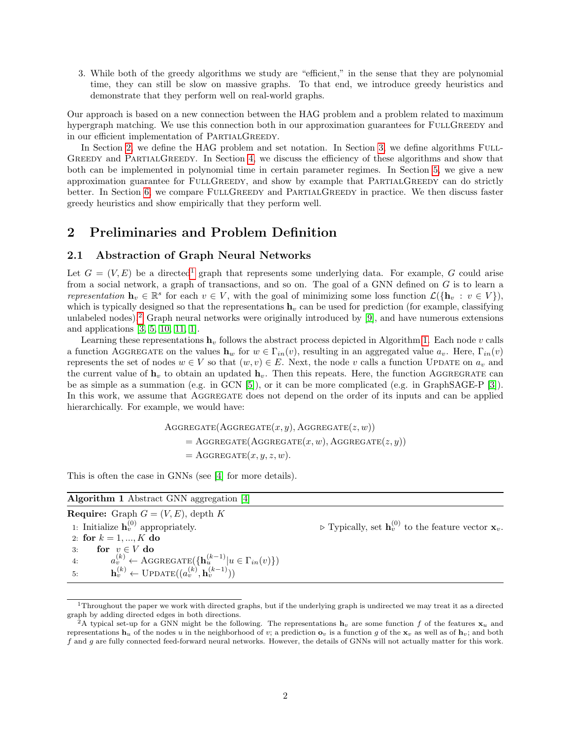3. While both of the greedy algorithms we study are "efficient," in the sense that they are polynomial time, they can still be slow on massive graphs. To that end, we introduce greedy heuristics and demonstrate that they perform well on real-world graphs.

Our approach is based on a new connection between the HAG problem and a problem related to maximum hypergraph matching. We use this connection both in our approximation guarantees for FullGreedy and in our efficient implementation of PartialGreedy.

In Section 2, we define the HAG problem and set notation. In Section 3, we define algorithms FullGreedy and PartialGreedy. In Section 4, we discuss the efficiency of these algorithms and show that both can be implemented in polynomial time in certain parameter regimes. In Section 5, we give a new approximation guarantee for FullGreedy, and show by example that PartialGreedy can do strictly better. In Section 6, we compare FullGreedy and PartialGreedy in practice. We then discuss faster greedy heuristics and show empirically that they perform well.

## 2 Preliminaries and Problem Definition

### 2.1 Abstraction of Graph Neural Networks

Let $G = (V, E)$ be a directed[1] graph that represents some underlying data. For example, $G$ could arise from a social network, a graph of transactions, and so on. The goal of a GNN defined on $G$ is to learn a *representation* $\mathbf{h}_v \in \mathbb{R}^s$ for each $v \in V$, with the goal of minimizing some loss function $\mathcal{L}(\{\mathbf{h}_v : v \in V\})$, which is typically designed so that the representations $\mathbf{h}_v$ can be used for prediction (for example, classifying unlabeled nodes).[2] Graph neural networks were originally introduced by [9], and have numerous extensions and applications [3, 5, 10, 11, 1].

Learning these representations $\mathbf{h}_v$ follows the abstract process depicted in Algorithm 1. Each node $v$ calls a function Aggregate on the values $\mathbf{h}_w$ for $w \in \Gamma_{in}(v)$, resulting in an aggregated value $a_v$. Here, $\Gamma_{in}(v)$ represents the set of nodes $w \in V$ so that $(w, v) \in E$. Next, the node $v$ calls a function Update on $a_v$ and the current value of $\mathbf{h}_v$ to obtain an updated $\mathbf{h}_v$. Then this repeats. Here, the function Aggregrate can be as simple as a summation (e.g. in GCN [5]), or it can be more complicated (e.g. in GraphSAGE-P [3]). In this work, we assume that Aggregate does not depend on the order of its inputs and can be applied hierarchically. For example, we would have:

$$
\begin{aligned}
&\text{Aggregate}(\text{Aggregate}(x, y), \text{Aggregate}(z, w)) \\
&\quad = \text{Aggregate}(\text{Aggregate}(x, w), \text{Aggregate}(z, y)) \\
&\quad = \text{Aggregate}(x, y, z, w).
\end{aligned}
$$

This is often the case in GNNs (see [4] for more details).

**Algorithm 1** Abstract GNN aggregation [4]

**Require:** Graph $G = (V, E)$, depth $K$

1: Initialize $\mathbf{h}_v^{(0)}$ appropriately. ▷ Typically, set $\mathbf{h}_v^{(0)}$ to the feature vector $\mathbf{x}_v$.
2: **for** $k = 1, ..., K$ **do**
3: &nbsp;&nbsp;&nbsp;&nbsp;**for** $v \in V$ **do**
4: &nbsp;&nbsp;&nbsp;&nbsp;&nbsp;&nbsp;&nbsp;&nbsp;$a_v^{(k)} \leftarrow \text{Aggregate}(\{\mathbf{h}_u^{(k-1)} | u \in \Gamma_{in}(v)\})$
5: &nbsp;&nbsp;&nbsp;&nbsp;&nbsp;&nbsp;&nbsp;&nbsp;$\mathbf{h}_v^{(k)} \leftarrow \text{Update}((a_v^{(k)}, \mathbf{h}_v^{(k-1)}))$

[1] Throughout the paper we work with directed graphs, but if the underlying graph is undirected we may treat it as a directed graph by adding directed edges in both directions.

[2] A typical set-up for a GNN might be the following. The representations $\mathbf{h}_v$ are some function $f$ of the features $\mathbf{x}_u$ and representations $\mathbf{h}_u$ of the nodes $u$ in the neighborhood of $v$; a prediction $\mathbf{o}_v$ is a function $g$ of the $\mathbf{x}_v$ as well as of $\mathbf{h}_v$; and both $f$ and $g$ are fully connected feed-forward neural networks. However, the details of GNNs will not actually matter for this work.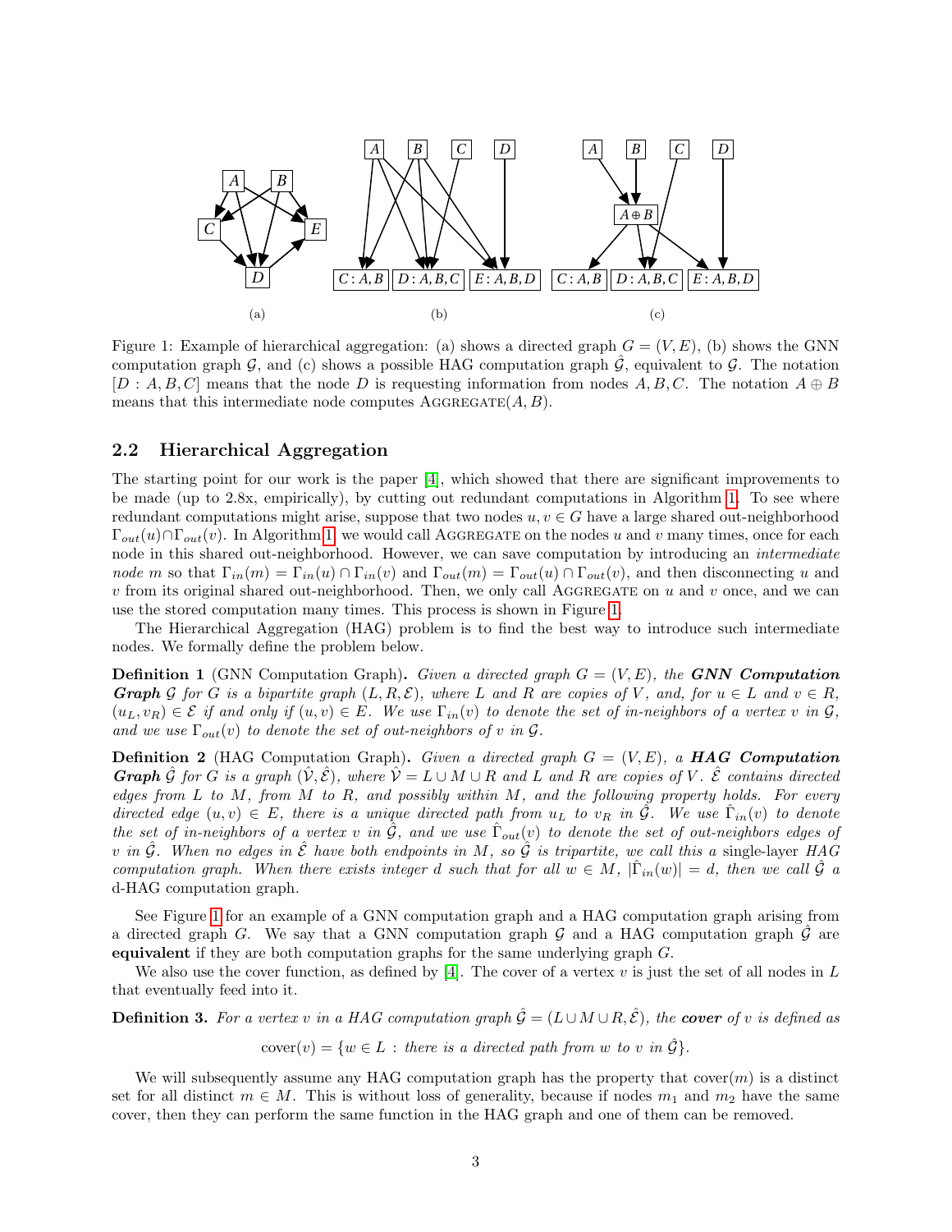Figure 1: Example of hierarchical aggregation: (a) shows a directed graph $G = (V, E)$, (b) shows the GNN computation graph $\mathcal{G}$, and (c) shows a possible HAG computation graph $\hat{\mathcal{G}}$, equivalent to $\mathcal{G}$. The notation $[D : A, B, C]$ means that the node $D$ is requesting information from nodes $A, B, C$. The notation $A \oplus B$ means that this intermediate node computes AGGREGATE$(A, B)$.

## 2.2 Hierarchical Aggregation

The starting point for our work is the paper [4], which showed that there are significant improvements to be made (up to 2.8x, empirically), by cutting out redundant computations in Algorithm 1. To see where redundant computations might arise, suppose that two nodes $u, v \in G$ have a large shared out-neighborhood $\Gamma_{out}(u) \cap \Gamma_{out}(v)$. In Algorithm 1, we would call AGGREGATE on the nodes $u$ and $v$ many times, once for each node in this shared out-neighborhood. However, we can save computation by introducing an *intermediate node* $m$ so that $\Gamma_{in}(m) = \Gamma_{in}(u) \cap \Gamma_{in}(v)$ and $\Gamma_{out}(m) = \Gamma_{out}(u) \cap \Gamma_{out}(v)$, and then disconnecting $u$ and $v$ from its original shared out-neighborhood. Then, we only call AGGREGATE on $u$ and $v$ once, and we can use the stored computation many times. This process is shown in Figure 1.

The Hierarchical Aggregation (HAG) problem is to find the best way to introduce such intermediate nodes. We formally define the problem below.

**Definition 1** (GNN Computation Graph)**.** *Given a directed graph $G = (V, E)$, the **GNN Computation Graph** $\mathcal{G}$ for $G$ is a bipartite graph $(L, R, \mathcal{E})$, where $L$ and $R$ are copies of $V$, and, for $u \in L$ and $v \in R$, $(u_L, v_R) \in \mathcal{E}$ if and only if $(u, v) \in E$. We use $\Gamma_{in}(v)$ to denote the set of in-neighbors of a vertex $v$ in $\mathcal{G}$, and we use $\Gamma_{out}(v)$ to denote the set of out-neighbors of $v$ in $\mathcal{G}$.*

**Definition 2** (HAG Computation Graph)**.** *Given a directed graph $G = (V, E)$, a **HAG Computation Graph** $\hat{\mathcal{G}}$ for $G$ is a graph $(\hat{\mathcal{V}}, \hat{\mathcal{E}})$, where $\hat{\mathcal{V}} = L \cup M \cup R$ and $L$ and $R$ are copies of $V$. $\hat{\mathcal{E}}$ contains directed edges from $L$ to $M$, from $M$ to $R$, and possibly within $M$, and the following property holds. For every directed edge $(u, v) \in E$, there is a unique directed path from $u_L$ to $v_R$ in $\hat{\mathcal{G}}$. We use $\hat{\Gamma}_{in}(v)$ to denote the set of in-neighbors of a vertex $v$ in $\hat{\mathcal{G}}$, and we use $\hat{\Gamma}_{out}(v)$ to denote the set of out-neighbors edges of $v$ in $\hat{\mathcal{G}}$. When no edges in $\hat{\mathcal{E}}$ have both endpoints in $M$, so $\hat{\mathcal{G}}$ is tripartite, we call this a* single-layer *HAG computation graph. When there exists integer $d$ such that for all $w \in M$, $|\hat{\Gamma}_{in}(w)| = d$, then we call $\hat{\mathcal{G}}$ a* d-HAG *computation graph.*

See Figure 1 for an example of a GNN computation graph and a HAG computation graph arising from a directed graph $G$. We say that a GNN computation graph $\mathcal{G}$ and a HAG computation graph $\hat{\mathcal{G}}$ are **equivalent** if they are both computation graphs for the same underlying graph $G$.

We also use the cover function, as defined by [4]. The cover of a vertex $v$ is just the set of all nodes in $L$ that eventually feed into it.

**Definition 3.** *For a vertex $v$ in a HAG computation graph $\hat{\mathcal{G}} = (L \cup M \cup R, \hat{\mathcal{E}})$, the **cover** of $v$ is defined as*

$$\text{cover}(v) = \{w \in L : \text{there is a directed path from } w \text{ to } v \text{ in } \hat{\mathcal{G}}\}.$$

We will subsequently assume any HAG computation graph has the property that cover$(m)$ is a distinct set for all distinct $m \in M$. This is without loss of generality, because if nodes $m_1$ and $m_2$ have the same cover, then they can perform the same function in the HAG graph and one of them can be removed.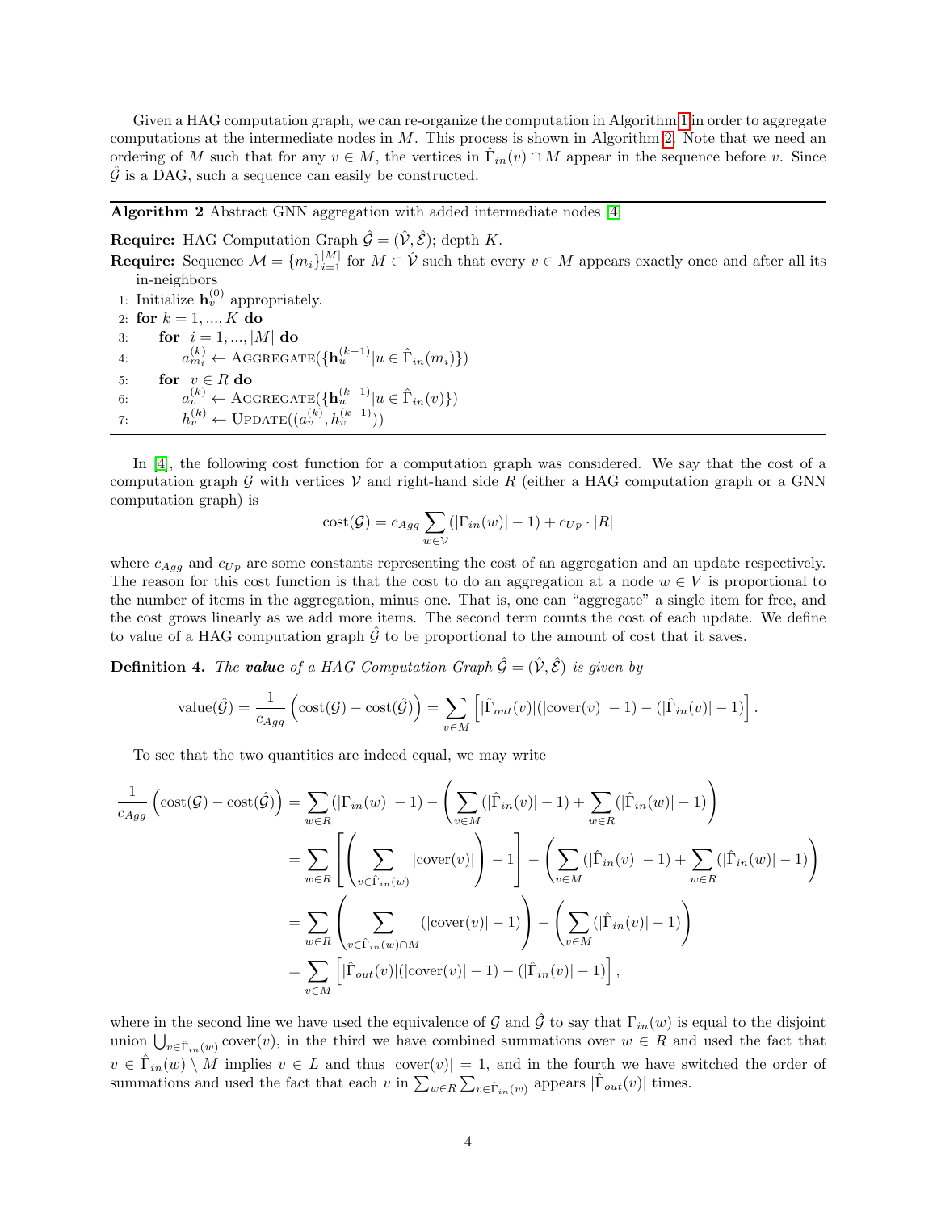Given a HAG computation graph, we can re-organize the computation in Algorithm 1 in order to aggregate computations at the intermediate nodes in $M$. This process is shown in Algorithm 2. Note that we need an ordering of $M$ such that for any $v \in M$, the vertices in $\hat{\Gamma}_{in}(v) \cap M$ appear in the sequence before $v$. Since $\hat{\mathcal{G}}$ is a DAG, such a sequence can easily be constructed.

---

**Algorithm 2** Abstract GNN aggregation with added intermediate nodes [4]

---

**Require:** HAG Computation Graph $\hat{\mathcal{G}} = (\hat{\mathcal{V}}, \hat{\mathcal{E}})$; depth $K$.

**Require:** Sequence $\mathcal{M} = \{m_i\}_{i=1}^{|M|}$ for $M \subset \hat{\mathcal{V}}$ such that every $v \in M$ appears exactly once and after all its in-neighbors

1: Initialize $\mathbf{h}_v^{(0)}$ appropriately.
2: **for** $k = 1, ..., K$ **do**
3: &nbsp;&nbsp;&nbsp;&nbsp;**for** $i = 1, ..., |M|$ **do**
4: &nbsp;&nbsp;&nbsp;&nbsp;&nbsp;&nbsp;&nbsp;&nbsp;$a_{m_i}^{(k)} \leftarrow \textsc{Aggregate}(\{\mathbf{h}_u^{(k-1)} | u \in \hat{\Gamma}_{in}(m_i)\})$
5: &nbsp;&nbsp;&nbsp;&nbsp;**for** $v \in R$ **do**
6: &nbsp;&nbsp;&nbsp;&nbsp;&nbsp;&nbsp;&nbsp;&nbsp;$a_v^{(k)} \leftarrow \textsc{Aggregate}(\{\mathbf{h}_u^{(k-1)} | u \in \hat{\Gamma}_{in}(v)\})$
7: &nbsp;&nbsp;&nbsp;&nbsp;&nbsp;&nbsp;&nbsp;&nbsp;$h_v^{(k)} \leftarrow \textsc{Update}((a_v^{(k)}, h_v^{(k-1)}))$

---

In [4], the following cost function for a computation graph was considered. We say that the cost of a computation graph $\mathcal{G}$ with vertices $\mathcal{V}$ and right-hand side $R$ (either a HAG computation graph or a GNN computation graph) is

$$\text{cost}(\mathcal{G}) = c_{Agg} \sum_{w \in \mathcal{V}} (|\Gamma_{in}(w)| - 1) + c_{Up} \cdot |R|$$

where $c_{Agg}$ and $c_{Up}$ are some constants representing the cost of an aggregation and an update respectively. The reason for this cost function is that the cost to do an aggregation at a node $w \in V$ is proportional to the number of items in the aggregation, minus one. That is, one can "aggregate" a single item for free, and the cost grows linearly as we add more items. The second term counts the cost of each update. We define to value of a HAG computation graph $\hat{\mathcal{G}}$ to be proportional to the amount of cost that it saves.

**Definition 4.** *The **value** of a HAG Computation Graph $\hat{\mathcal{G}} = (\hat{\mathcal{V}}, \hat{\mathcal{E}})$ is given by*

$$\text{value}(\hat{\mathcal{G}}) = \frac{1}{c_{Agg}} \left( \text{cost}(\mathcal{G}) - \text{cost}(\hat{\mathcal{G}}) \right) = \sum_{v \in M} \left[ |\hat{\Gamma}_{out}(v)|(|\text{cover}(v)| - 1) - (|\hat{\Gamma}_{in}(v)| - 1) \right].$$

To see that the two quantities are indeed equal, we may write

$$\begin{aligned}
\frac{1}{c_{Agg}} \left( \text{cost}(\mathcal{G}) - \text{cost}(\hat{\mathcal{G}}) \right) &= \sum_{w \in R} (|\Gamma_{in}(w)| - 1) - \left( \sum_{v \in M} (|\hat{\Gamma}_{in}(v)| - 1) + \sum_{w \in R} (|\hat{\Gamma}_{in}(w)| - 1) \right) \\
&= \sum_{w \in R} \left[ \left( \sum_{v \in \hat{\Gamma}_{in}(w)} |\text{cover}(v)| \right) - 1 \right] - \left( \sum_{v \in M} (|\hat{\Gamma}_{in}(v)| - 1) + \sum_{w \in R} (|\hat{\Gamma}_{in}(w)| - 1) \right) \\
&= \sum_{w \in R} \left( \sum_{v \in \hat{\Gamma}_{in}(w) \cap M} (|\text{cover}(v)| - 1) \right) - \left( \sum_{v \in M} (|\hat{\Gamma}_{in}(v)| - 1) \right) \\
&= \sum_{v \in M} \left[ |\hat{\Gamma}_{out}(v)|(|\text{cover}(v)| - 1) - (|\hat{\Gamma}_{in}(v)| - 1) \right],
\end{aligned}$$

where in the second line we have used the equivalence of $\mathcal{G}$ and $\hat{\mathcal{G}}$ to say that $\Gamma_{in}(w)$ is equal to the disjoint union $\bigcup_{v \in \hat{\Gamma}_{in}(w)} \text{cover}(v)$, in the third we have combined summations over $w \in R$ and used the fact that $v \in \hat{\Gamma}_{in}(w) \setminus M$ implies $v \in L$ and thus $|\text{cover}(v)| = 1$, and in the fourth we have switched the order of summations and used the fact that each $v$ in $\sum_{w \in R} \sum_{v \in \hat{\Gamma}_{in}(w)}$ appears $|\hat{\Gamma}_{out}(v)|$ times.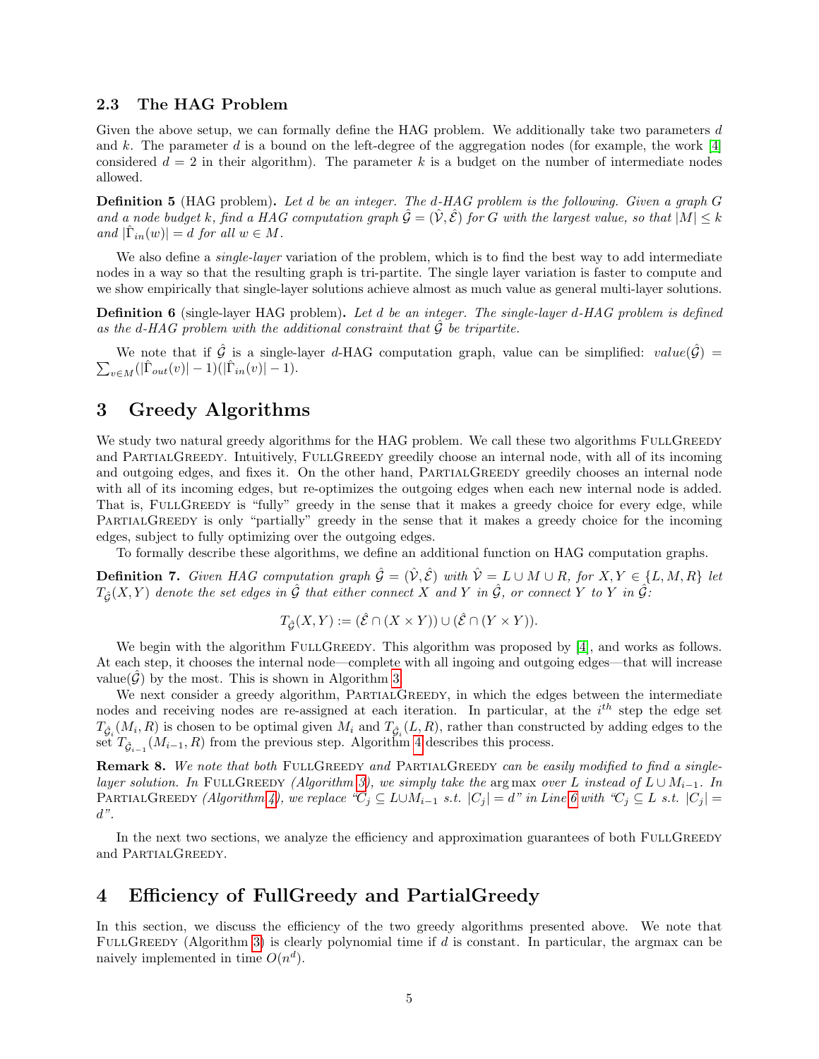### 2.3 The HAG Problem

Given the above setup, we can formally define the HAG problem. We additionally take two parameters $d$ and $k$. The parameter $d$ is a bound on the left-degree of the aggregation nodes (for example, the work [4] considered $d = 2$ in their algorithm). The parameter $k$ is a budget on the number of intermediate nodes allowed.

**Definition 5** (HAG problem)**.** *Let $d$ be an integer. The $d$-HAG problem is the following. Given a graph $G$ and a node budget $k$, find a HAG computation graph $\hat{\mathcal{G}} = (\hat{\mathcal{V}}, \hat{\mathcal{E}})$ for $G$ with the largest value, so that $|M| \leq k$ and $|\hat{\Gamma}_{in}(w)| = d$ for all $w \in M$.*

We also define a *single-layer* variation of the problem, which is to find the best way to add intermediate nodes in a way so that the resulting graph is tri-partite. The single layer variation is faster to compute and we show empirically that single-layer solutions achieve almost as much value as general multi-layer solutions.

**Definition 6** (single-layer HAG problem)**.** *Let $d$ be an integer. The single-layer $d$-HAG problem is defined as the $d$-HAG problem with the additional constraint that $\hat{\mathcal{G}}$ be tripartite.*

We note that if $\hat{\mathcal{G}}$ is a single-layer $d$-HAG computation graph, value can be simplified: $value(\hat{\mathcal{G}}) = \sum_{v \in M}(|\hat{\Gamma}_{out}(v)| - 1)(|\hat{\Gamma}_{in}(v)| - 1)$.

## 3 Greedy Algorithms

We study two natural greedy algorithms for the HAG problem. We call these two algorithms FullGreedy and PartialGreedy. Intuitively, FullGreedy greedily choose an internal node, with all of its incoming and outgoing edges, and fixes it. On the other hand, PartialGreedy greedily chooses an internal node with all of its incoming edges, but re-optimizes the outgoing edges when each new internal node is added. That is, FullGreedy is "fully" greedy in the sense that it makes a greedy choice for every edge, while PartialGreedy is only "partially" greedy in the sense that it makes a greedy choice for the incoming edges, subject to fully optimizing over the outgoing edges.

To formally describe these algorithms, we define an additional function on HAG computation graphs.

**Definition 7.** *Given HAG computation graph $\hat{\mathcal{G}} = (\hat{\mathcal{V}}, \hat{\mathcal{E}})$ with $\hat{\mathcal{V}} = L \cup M \cup R$, for $X, Y \in \{L, M, R\}$ let $T_{\hat{\mathcal{G}}}(X, Y)$ denote the set edges in $\hat{\mathcal{G}}$ that either connect $X$ and $Y$ in $\hat{\mathcal{G}}$, or connect $Y$ to $Y$ in $\hat{\mathcal{G}}$:*

$$T_{\hat{\mathcal{G}}}(X, Y) := (\hat{\mathcal{E}} \cap (X \times Y)) \cup (\hat{\mathcal{E}} \cap (Y \times Y)).$$

We begin with the algorithm FullGreedy. This algorithm was proposed by [4], and works as follows. At each step, it chooses the internal node—complete with all ingoing and outgoing edges—that will increase value($\hat{\mathcal{G}}$) by the most. This is shown in Algorithm 3.

We next consider a greedy algorithm, PartialGreedy, in which the edges between the intermediate nodes and receiving nodes are re-assigned at each iteration. In particular, at the $i^{th}$ step the edge set $T_{\hat{\mathcal{G}}_i}(M_i, R)$ is chosen to be optimal given $M_i$ and $T_{\hat{\mathcal{G}}_i}(L, R)$, rather than constructed by adding edges to the set $T_{\hat{\mathcal{G}}_{i-1}}(M_{i-1}, R)$ from the previous step. Algorithm 4 describes this process.

**Remark 8.** *We note that both FullGreedy and PartialGreedy can be easily modified to find a single-layer solution. In FullGreedy (Algorithm 3), we simply take the* arg max *over $L$ instead of $L \cup M_{i-1}$. In PartialGreedy (Algorithm 4), we replace "$C_j \subseteq L \cup M_{i-1}$ s.t. $|C_j| = d$" in Line 6 with "$C_j \subseteq L$ s.t. $|C_j| = d$".*

In the next two sections, we analyze the efficiency and approximation guarantees of both FullGreedy and PartialGreedy.

## 4 Efficiency of FullGreedy and PartialGreedy

In this section, we discuss the efficiency of the two greedy algorithms presented above. We note that FullGreedy (Algorithm 3) is clearly polynomial time if $d$ is constant. In particular, the argmax can be naively implemented in time $O(n^d)$.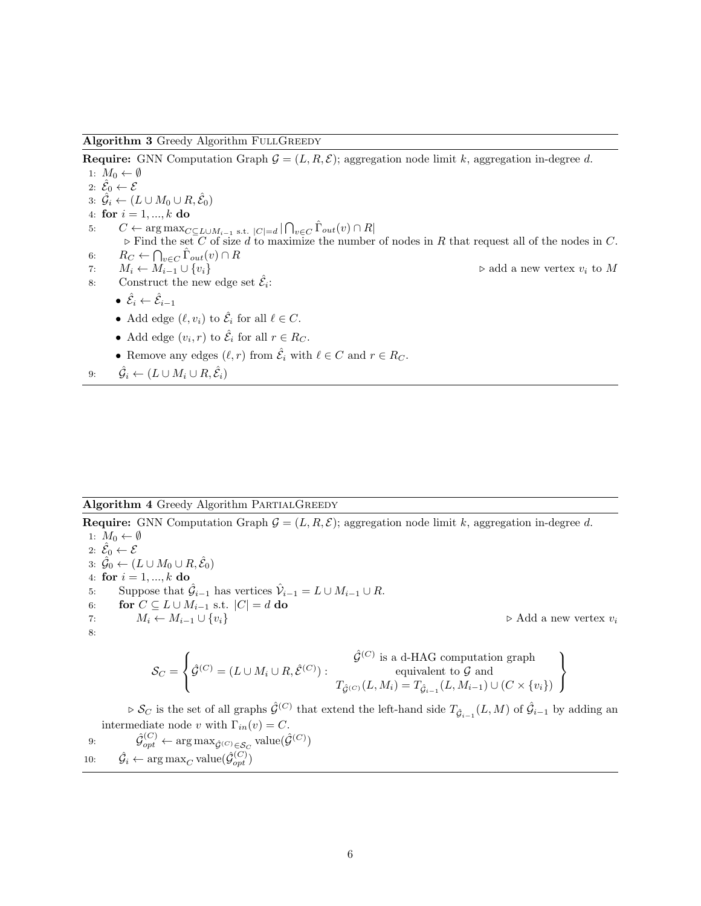**Algorithm 3** Greedy Algorithm FullGreedy

**Require:** GNN Computation Graph $\mathcal{G} = (L, R, \mathcal{E})$; aggregation node limit $k$, aggregation in-degree $d$.

1: $M_0 \leftarrow \emptyset$
2: $\hat{\mathcal{E}}_0 \leftarrow \mathcal{E}$
3: $\hat{\mathcal{G}}_i \leftarrow (L \cup M_0 \cup R, \hat{\mathcal{E}}_0)$
4: **for** $i = 1, ..., k$ **do**
5: $\quad C \leftarrow \arg\max_{C \subseteq L \cup M_{i-1} \text{ s.t. } |C|=d} |\bigcap_{v \in C} \hat{\Gamma}_{out}(v) \cap R|$
$\quad$ ▷ Find the set $C$ of size $d$ to maximize the number of nodes in $R$ that request all of the nodes in $C$.
6: $\quad R_C \leftarrow \bigcap_{v \in C} \hat{\Gamma}_{out}(v) \cap R$
7: $\quad M_i \leftarrow M_{i-1} \cup \{v_i\}$ ▷ add a new vertex $v_i$ to $M$
8: $\quad$ Construct the new edge set $\hat{\mathcal{E}}_i$:
- $\hat{\mathcal{E}}_i \leftarrow \hat{\mathcal{E}}_{i-1}$
- Add edge $(\ell, v_i)$ to $\hat{\mathcal{E}}_i$ for all $\ell \in C$.
- Add edge $(v_i, r)$ to $\hat{\mathcal{E}}_i$ for all $r \in R_C$.
- Remove any edges $(\ell, r)$ from $\hat{\mathcal{E}}_i$ with $\ell \in C$ and $r \in R_C$.

9: $\quad \hat{\mathcal{G}}_i \leftarrow (L \cup M_i \cup R, \hat{\mathcal{E}}_i)$

**Algorithm 4** Greedy Algorithm PartialGreedy

**Require:** GNN Computation Graph $\mathcal{G} = (L, R, \mathcal{E})$; aggregation node limit $k$, aggregation in-degree $d$.

1: $M_0 \leftarrow \emptyset$
2: $\hat{\mathcal{E}}_0 \leftarrow \mathcal{E}$
3: $\hat{\mathcal{G}}_0 \leftarrow (L \cup M_0 \cup R, \hat{\mathcal{E}}_0)$
4: **for** $i = 1, ..., k$ **do**
5: $\quad$ Suppose that $\hat{\mathcal{G}}_{i-1}$ has vertices $\hat{\mathcal{V}}_{i-1} = L \cup M_{i-1} \cup R$.
6: $\quad$ **for** $C \subseteq L \cup M_{i-1}$ s.t. $|C| = d$ **do**
7: $\quad\quad M_i \leftarrow M_{i-1} \cup \{v_i\}$ ▷ Add a new vertex $v_i$
8:

$$\mathcal{S}_C = \left\{ \hat{\mathcal{G}}^{(C)} = (L \cup M_i \cup R, \hat{\mathcal{E}}^{(C)}) : \begin{array}{c} \hat{\mathcal{G}}^{(C)} \text{ is a d-HAG computation graph} \\ \text{equivalent to } \mathcal{G} \text{ and} \\ T_{\hat{\mathcal{G}}^{(C)}}(L, M_i) = T_{\hat{\mathcal{G}}_{i-1}}(L, M_{i-1}) \cup (C \times \{v_i\}) \end{array} \right\}$$

$\quad\quad$ ▷ $\mathcal{S}_C$ is the set of all graphs $\hat{\mathcal{G}}^{(C)}$ that extend the left-hand side $T_{\hat{\mathcal{G}}_{i-1}}(L, M)$ of $\hat{\mathcal{G}}_{i-1}$ by adding an intermediate node $v$ with $\Gamma_{in}(v) = C$.
9: $\quad\quad \hat{\mathcal{G}}^{(C)}_{opt} \leftarrow \arg\max_{\hat{\mathcal{G}}^{(C)} \in \mathcal{S}_C} \text{value}(\hat{\mathcal{G}}^{(C)})$
10: $\quad \hat{\mathcal{G}}_i \leftarrow \arg\max_C \text{value}(\hat{\mathcal{G}}^{(C)}_{opt})$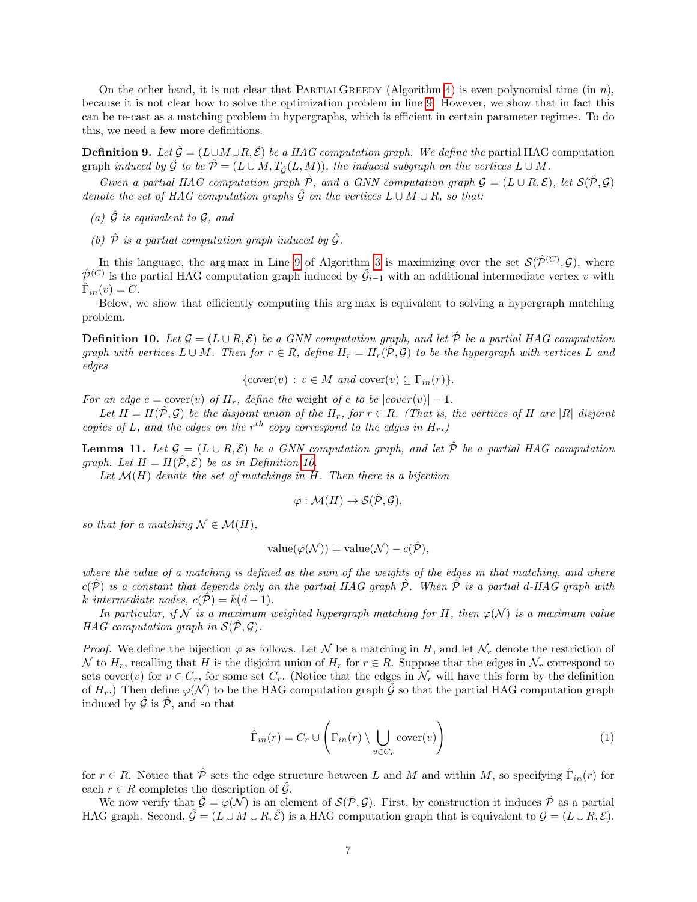On the other hand, it is not clear that PartialGreedy (Algorithm 4) is even polynomial time (in $n$), because it is not clear how to solve the optimization problem in line 9. However, we show that in fact this can be re-cast as a matching problem in hypergraphs, which is efficient in certain parameter regimes. To do this, we need a few more definitions.

**Definition 9.** *Let $\hat{\mathcal{G}} = (L \cup M \cup R, \hat{\mathcal{E}})$ be a HAG computation graph. We define the* partial HAG computation graph *induced by $\hat{\mathcal{G}}$ to be $\hat{\mathcal{P}} = (L \cup M, T_{\hat{\mathcal{G}}}(L, M))$, the induced subgraph on the vertices $L \cup M$.*

*Given a partial HAG computation graph $\hat{\mathcal{P}}$, and a GNN computation graph $\mathcal{G} = (L \cup R, \mathcal{E})$, let $\mathcal{S}(\hat{\mathcal{P}}, \mathcal{G})$ denote the set of HAG computation graphs $\hat{\mathcal{G}}$ on the vertices $L \cup M \cup R$, so that:*

*(a) $\hat{\mathcal{G}}$ is equivalent to $\mathcal{G}$, and*

*(b) $\hat{\mathcal{P}}$ is a partial computation graph induced by $\hat{\mathcal{G}}$.*

In this language, the arg max in Line 9 of Algorithm 3 is maximizing over the set $\mathcal{S}(\hat{\mathcal{P}}^{(C)}, \mathcal{G})$, where $\hat{\mathcal{P}}^{(C)}$ is the partial HAG computation graph induced by $\hat{\mathcal{G}}_{i-1}$ with an additional intermediate vertex $v$ with $\hat{\Gamma}_{in}(v) = C$.

Below, we show that efficiently computing this arg max is equivalent to solving a hypergraph matching problem.

**Definition 10.** *Let $\mathcal{G} = (L \cup R, \mathcal{E})$ be a GNN computation graph, and let $\hat{\mathcal{P}}$ be a partial HAG computation graph with vertices $L \cup M$. Then for $r \in R$, define $H_r = H_r(\hat{\mathcal{P}}, \mathcal{G})$ to be the hypergraph with vertices $L$ and edges*

$$\{\text{cover}(v) \,:\, v \in M \text{ and } \text{cover}(v) \subseteq \Gamma_{in}(r)\}.$$

*For an edge $e = \text{cover}(v)$ of $H_r$, define the* weight *of $e$ to be $|cover(v)| - 1$.*

*Let $H = H(\hat{\mathcal{P}}, \mathcal{G})$ be the disjoint union of the $H_r$, for $r \in R$. (That is, the vertices of $H$ are $|R|$ disjoint copies of $L$, and the edges on the $r^{th}$ copy correspond to the edges in $H_r$.)*

**Lemma 11.** *Let $\mathcal{G} = (L \cup R, \mathcal{E})$ be a GNN computation graph, and let $\hat{\mathcal{P}}$ be a partial HAG computation graph. Let $H = H(\hat{\mathcal{P}}, \mathcal{E})$ be as in Definition 10.*

*Let $\mathcal{M}(H)$ denote the set of matchings in $H$. Then there is a bijection*

$$\varphi : \mathcal{M}(H) \to \mathcal{S}(\hat{\mathcal{P}}, \mathcal{G}),$$

*so that for a matching $\mathcal{N} \in \mathcal{M}(H)$,*

$$\text{value}(\varphi(\mathcal{N})) = \text{value}(\mathcal{N}) - c(\hat{\mathcal{P}}),$$

*where the value of a matching is defined as the sum of the weights of the edges in that matching, and where $c(\hat{\mathcal{P}})$ is a constant that depends only on the partial HAG graph $\hat{\mathcal{P}}$. When $\hat{\mathcal{P}}$ is a partial $d$-HAG graph with $k$ intermediate nodes, $c(\hat{\mathcal{P}}) = k(d-1)$.*

*In particular, if $\mathcal{N}$ is a maximum weighted hypergraph matching for $H$, then $\varphi(\mathcal{N})$ is a maximum value HAG computation graph in $\mathcal{S}(\hat{\mathcal{P}}, \mathcal{G})$.*

*Proof.* We define the bijection $\varphi$ as follows. Let $\mathcal{N}$ be a matching in $H$, and let $\mathcal{N}_r$ denote the restriction of $\mathcal{N}$ to $H_r$, recalling that $H$ is the disjoint union of $H_r$ for $r \in R$. Suppose that the edges in $\mathcal{N}_r$ correspond to sets cover$(v)$ for $v \in C_r$, for some set $C_r$. (Notice that the edges in $\mathcal{N}_r$ will have this form by the definition of $H_r$.) Then define $\varphi(\mathcal{N})$ to be the HAG computation graph $\hat{\mathcal{G}}$ so that the partial HAG computation graph induced by $\hat{\mathcal{G}}$ is $\hat{\mathcal{P}}$, and so that

$$\hat{\Gamma}_{in}(r) = C_r \cup \left( \Gamma_{in}(r) \setminus \bigcup_{v \in C_r} \text{cover}(v) \right) \tag{1}$$

for $r \in R$. Notice that $\hat{\mathcal{P}}$ sets the edge structure between $L$ and $M$ and within $M$, so specifying $\hat{\Gamma}_{in}(r)$ for each $r \in R$ completes the description of $\hat{\mathcal{G}}$.

We now verify that $\hat{\mathcal{G}} = \varphi(\mathcal{N})$ is an element of $\mathcal{S}(\hat{\mathcal{P}}, \mathcal{G})$. First, by construction it induces $\hat{\mathcal{P}}$ as a partial HAG graph. Second, $\hat{\mathcal{G}} = (L \cup M \cup R, \hat{\mathcal{E}})$ is a HAG computation graph that is equivalent to $\mathcal{G} = (L \cup R, \mathcal{E})$.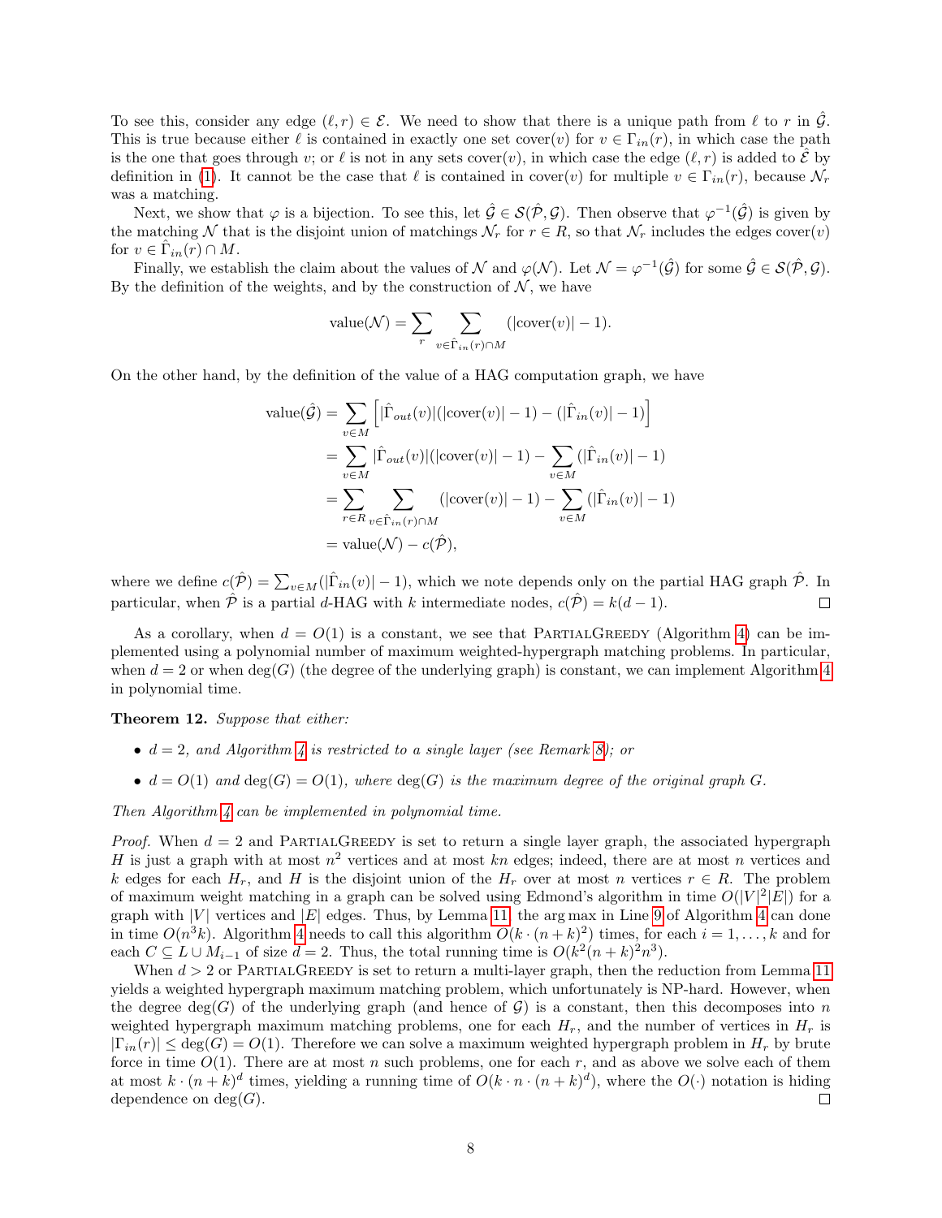To see this, consider any edge $(\ell, r) \in \mathcal{E}$. We need to show that there is a unique path from $\ell$ to $r$ in $\hat{\mathcal{G}}$. This is true because either $\ell$ is contained in exactly one set cover$(v)$ for $v \in \Gamma_{in}(r)$, in which case the path is the one that goes through $v$; or $\ell$ is not in any sets cover$(v)$, in which case the edge $(\ell, r)$ is added to $\hat{\mathcal{E}}$ by definition in (1). It cannot be the case that $\ell$ is contained in cover$(v)$ for multiple $v \in \Gamma_{in}(r)$, because $\mathcal{N}_r$ was a matching.

Next, we show that $\varphi$ is a bijection. To see this, let $\hat{\mathcal{G}} \in \mathcal{S}(\hat{\mathcal{P}}, \mathcal{G})$. Then observe that $\varphi^{-1}(\hat{\mathcal{G}})$ is given by the matching $\mathcal{N}$ that is the disjoint union of matchings $\mathcal{N}_r$ for $r \in R$, so that $\mathcal{N}_r$ includes the edges cover$(v)$ for $v \in \hat{\Gamma}_{in}(r) \cap M$.

Finally, we establish the claim about the values of $\mathcal{N}$ and $\varphi(\mathcal{N})$. Let $\mathcal{N} = \varphi^{-1}(\hat{\mathcal{G}})$ for some $\hat{\mathcal{G}} \in \mathcal{S}(\hat{\mathcal{P}}, \mathcal{G})$. By the definition of the weights, and by the construction of $\mathcal{N}$, we have

$$\text{value}(\mathcal{N}) = \sum_r \sum_{v \in \hat{\Gamma}_{in}(r) \cap M} (|\text{cover}(v)| - 1).$$

On the other hand, by the definition of the value of a HAG computation graph, we have

$$\begin{aligned}
\text{value}(\hat{\mathcal{G}}) &= \sum_{v \in M} \left[ |\hat{\Gamma}_{out}(v)|(|\text{cover}(v)| - 1) - (|\hat{\Gamma}_{in}(v)| - 1) \right] \\
&= \sum_{v \in M} |\hat{\Gamma}_{out}(v)|(|\text{cover}(v)| - 1) - \sum_{v \in M} (|\hat{\Gamma}_{in}(v)| - 1) \\
&= \sum_{r \in R} \sum_{v \in \hat{\Gamma}_{in}(r) \cap M} (|\text{cover}(v)| - 1) - \sum_{v \in M} (|\hat{\Gamma}_{in}(v)| - 1) \\
&= \text{value}(\mathcal{N}) - c(\hat{\mathcal{P}}),
\end{aligned}$$

where we define $c(\hat{\mathcal{P}}) = \sum_{v \in M} (|\hat{\Gamma}_{in}(v)| - 1)$, which we note depends only on the partial HAG graph $\hat{\mathcal{P}}$. In particular, when $\hat{\mathcal{P}}$ is a partial $d$-HAG with $k$ intermediate nodes, $c(\hat{\mathcal{P}}) = k(d-1)$. □

As a corollary, when $d = O(1)$ is a constant, we see that PartialGreedy (Algorithm 4) can be implemented using a polynomial number of maximum weighted-hypergraph matching problems. In particular, when $d = 2$ or when $\deg(G)$ (the degree of the underlying graph) is constant, we can implement Algorithm 4 in polynomial time.

**Theorem 12.** *Suppose that either:*

- *$d = 2$, and Algorithm 4 is restricted to a single layer (see Remark 8); or*
- *$d = O(1)$ and $\deg(G) = O(1)$, where $\deg(G)$ is the maximum degree of the original graph $G$.*

*Then Algorithm 4 can be implemented in polynomial time.*

*Proof.* When $d = 2$ and PartialGreedy is set to return a single layer graph, the associated hypergraph $H$ is just a graph with at most $n^2$ vertices and at most $kn$ edges; indeed, there are at most $n$ vertices and $k$ edges for each $H_r$, and $H$ is the disjoint union of the $H_r$ over at most $n$ vertices $r \in R$. The problem of maximum weight matching in a graph can be solved using Edmond's algorithm in time $O(|V|^2|E|)$ for a graph with $|V|$ vertices and $|E|$ edges. Thus, by Lemma 11, the arg max in Line 9 of Algorithm 4 can done in time $O(n^3 k)$. Algorithm 4 needs to call this algorithm $O(k \cdot (n+k)^2)$ times, for each $i = 1, \ldots, k$ and for each $C \subseteq L \cup M_{i-1}$ of size $d = 2$. Thus, the total running time is $O(k^2(n+k)^2 n^3)$.

When $d > 2$ or PartialGreedy is set to return a multi-layer graph, then the reduction from Lemma 11 yields a weighted hypergraph maximum matching problem, which unfortunately is NP-hard. However, when the degree $\deg(G)$ of the underlying graph (and hence of $\mathcal{G}$) is a constant, then this decomposes into $n$ weighted hypergraph maximum matching problems, one for each $H_r$, and the number of vertices in $H_r$ is $|\Gamma_{in}(r)| \leq \deg(G) = O(1)$. Therefore we can solve a maximum weighted hypergraph problem in $H_r$ by brute force in time $O(1)$. There are at most $n$ such problems, one for each $r$, and as above we solve each of them at most $k \cdot (n+k)^d$ times, yielding a running time of $O(k \cdot n \cdot (n+k)^d)$, where the $O(\cdot)$ notation is hiding dependence on $\deg(G)$. □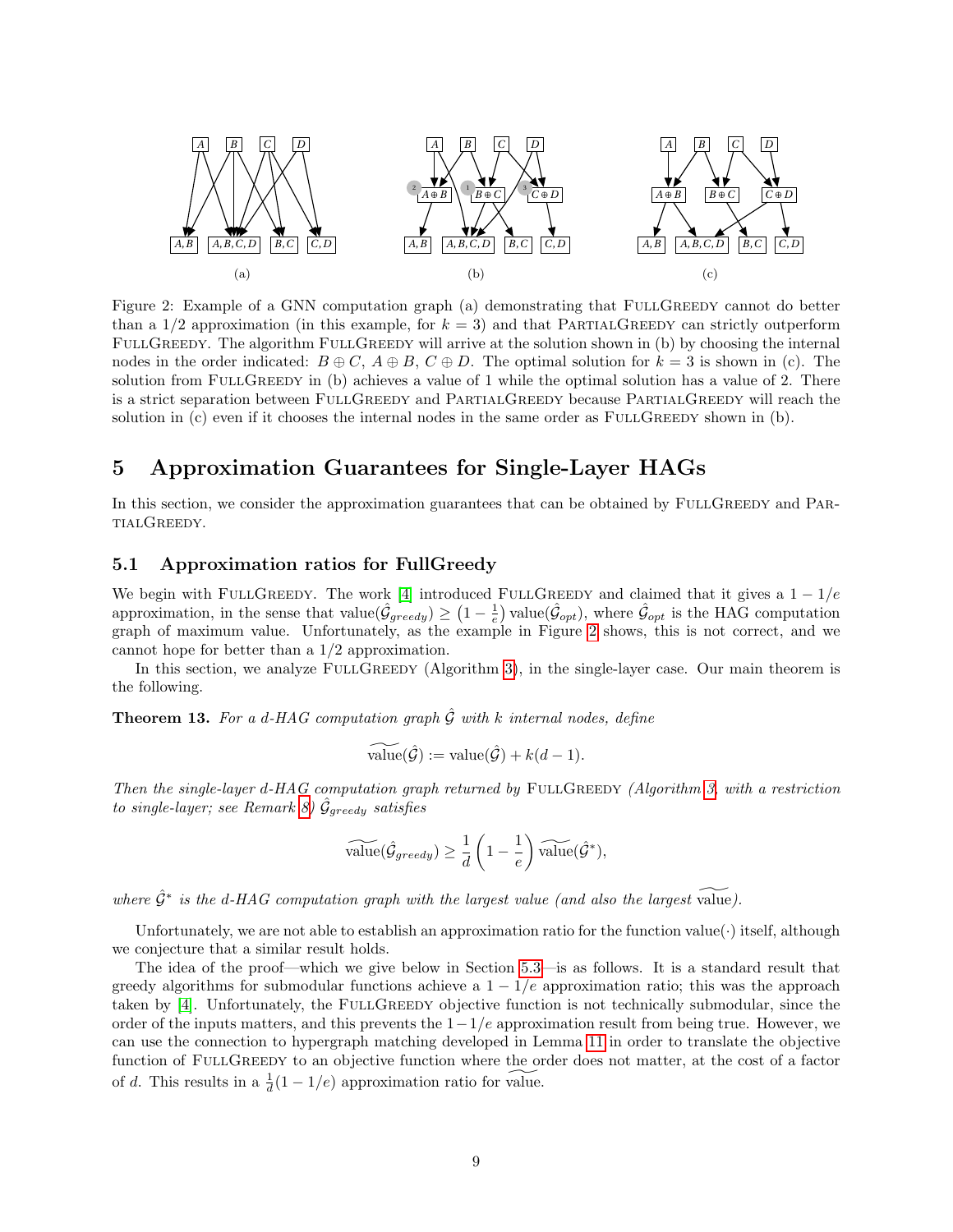Figure 2: Example of a GNN computation graph (a) demonstrating that FullGreedy cannot do better than a 1/2 approximation (in this example, for $k = 3$) and that PartialGreedy can strictly outperform FullGreedy. The algorithm FullGreedy will arrive at the solution shown in (b) by choosing the internal nodes in the order indicated: $B \oplus C$, $A \oplus B$, $C \oplus D$. The optimal solution for $k = 3$ is shown in (c). The solution from FullGreedy in (b) achieves a value of 1 while the optimal solution has a value of 2. There is a strict separation between FullGreedy and PartialGreedy because PartialGreedy will reach the solution in (c) even if it chooses the internal nodes in the same order as FullGreedy shown in (b).

## 5 Approximation Guarantees for Single-Layer HAGs

In this section, we consider the approximation guarantees that can be obtained by FullGreedy and PartialGreedy.

### 5.1 Approximation ratios for FullGreedy

We begin with FullGreedy. The work [4] introduced FullGreedy and claimed that it gives a $1 - 1/e$ approximation, in the sense that $\text{value}(\hat{\mathcal{G}}_{greedy}) \geq \left(1 - \frac{1}{e}\right) \text{value}(\hat{\mathcal{G}}_{opt})$, where $\hat{\mathcal{G}}_{opt}$ is the HAG computation graph of maximum value. Unfortunately, as the example in Figure 2 shows, this is not correct, and we cannot hope for better than a 1/2 approximation.

In this section, we analyze FullGreedy (Algorithm 3), in the single-layer case. Our main theorem is the following.

**Theorem 13.** *For a d-HAG computation graph $\hat{\mathcal{G}}$ with k internal nodes, define*

$$\widetilde{\text{value}}(\hat{\mathcal{G}}) := \text{value}(\hat{\mathcal{G}}) + k(d - 1).$$

*Then the single-layer d-HAG computation graph returned by FullGreedy (Algorithm 3, with a restriction to single-layer; see Remark 8) $\hat{\mathcal{G}}_{greedy}$ satisfies*

$$\widetilde{\text{value}}(\hat{\mathcal{G}}_{greedy}) \geq \frac{1}{d}\left(1 - \frac{1}{e}\right) \widetilde{\text{value}}(\hat{\mathcal{G}}^*),$$

*where $\hat{\mathcal{G}}^*$ is the d-HAG computation graph with the largest value (and also the largest $\widetilde{\text{value}}$).*

Unfortunately, we are not able to establish an approximation ratio for the function $\text{value}(\cdot)$ itself, although we conjecture that a similar result holds.

The idea of the proof—which we give below in Section 5.3—is as follows. It is a standard result that greedy algorithms for submodular functions achieve a $1 - 1/e$ approximation ratio; this was the approach taken by [4]. Unfortunately, the FullGreedy objective function is not technically submodular, since the order of the inputs matters, and this prevents the $1 - 1/e$ approximation result from being true. However, we can use the connection to hypergraph matching developed in Lemma 11 in order to translate the objective function of FullGreedy to an objective function where the order does not matter, at the cost of a factor of $d$. This results in a $\frac{1}{d}(1 - 1/e)$ approximation ratio for $\widetilde{\text{value}}$.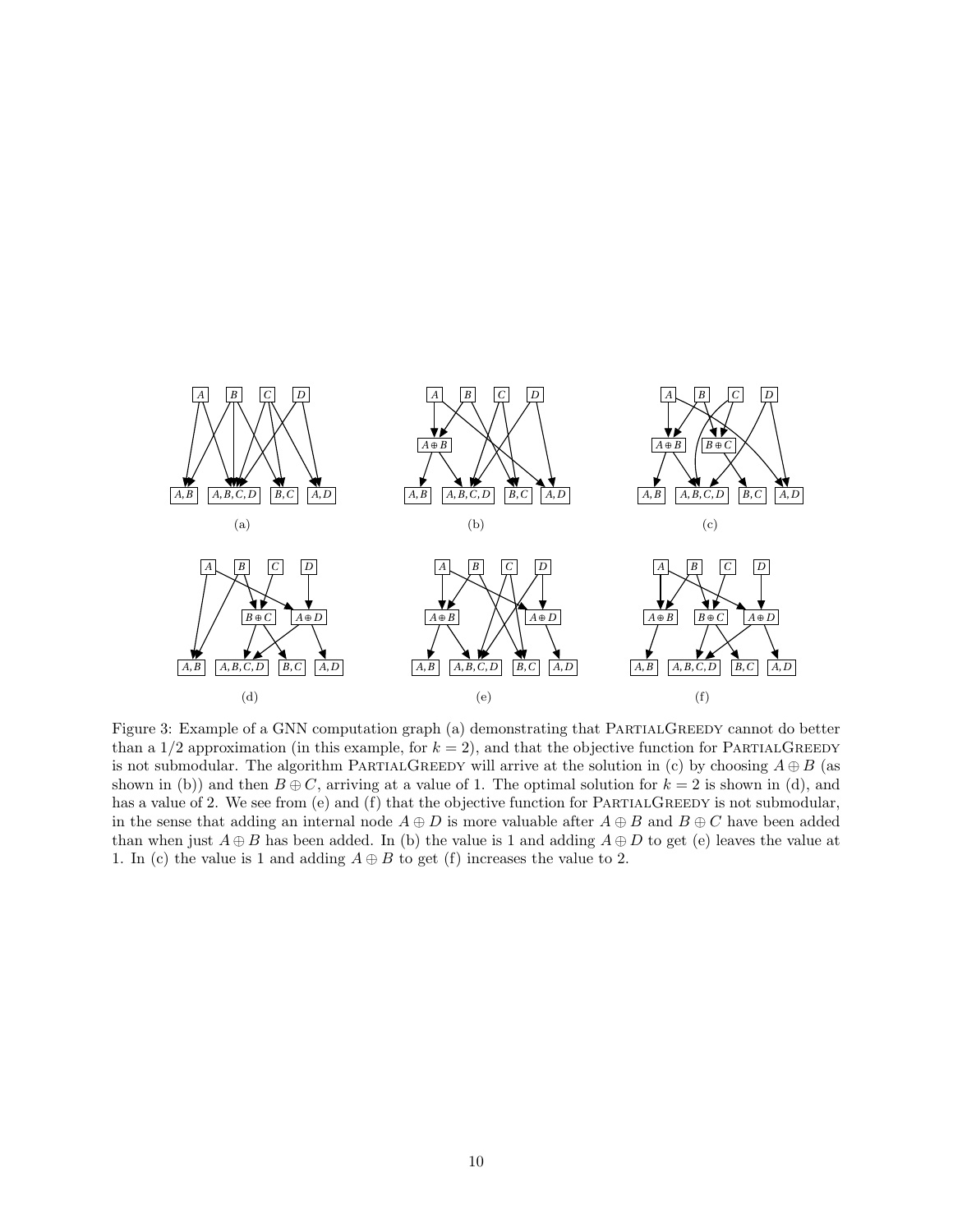Figure 3: Example of a GNN computation graph (a) demonstrating that PartialGreedy cannot do better than a 1/2 approximation (in this example, for $k = 2$), and that the objective function for PartialGreedy is not submodular. The algorithm PartialGreedy will arrive at the solution in (c) by choosing $A \oplus B$ (as shown in (b)) and then $B \oplus C$, arriving at a value of 1. The optimal solution for $k = 2$ is shown in (d), and has a value of 2. We see from (e) and (f) that the objective function for PartialGreedy is not submodular, in the sense that adding an internal node $A \oplus D$ is more valuable after $A \oplus B$ and $B \oplus C$ have been added than when just $A \oplus B$ has been added. In (b) the value is 1 and adding $A \oplus D$ to get (e) leaves the value at 1. In (c) the value is 1 and adding $A \oplus B$ to get (f) increases the value to 2.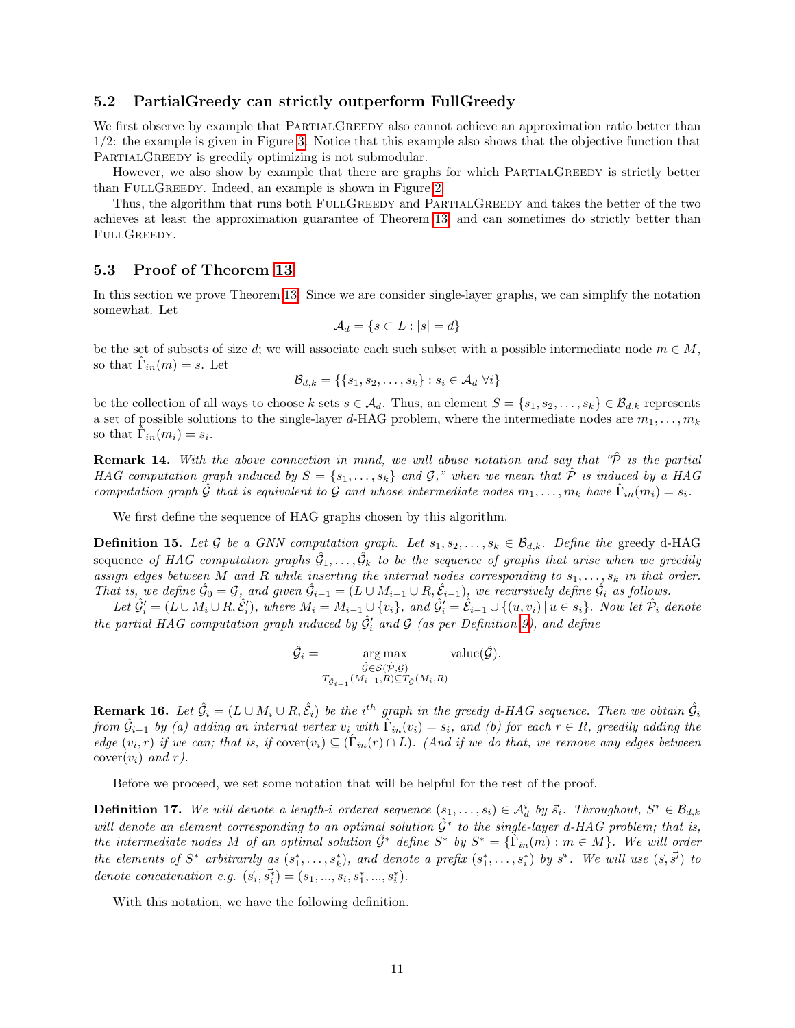### 5.2 PartialGreedy can strictly outperform FullGreedy

We first observe by example that PartialGreedy also cannot achieve an approximation ratio better than 1/2: the example is given in Figure 3. Notice that this example also shows that the objective function that PartialGreedy is greedily optimizing is not submodular.

However, we also show by example that there are graphs for which PartialGreedy is strictly better than FullGreedy. Indeed, an example is shown in Figure 2.

Thus, the algorithm that runs both FullGreedy and PartialGreedy and takes the better of the two achieves at least the approximation guarantee of Theorem 13, and can sometimes do strictly better than FullGreedy.

### 5.3 Proof of Theorem 13

In this section we prove Theorem 13. Since we are consider single-layer graphs, we can simplify the notation somewhat. Let

$$\mathcal{A}_d = \{s \subset L : |s| = d\}$$

be the set of subsets of size $d$; we will associate each such subset with a possible intermediate node $m \in M$, so that $\hat{\Gamma}_{in}(m) = s$. Let

$$\mathcal{B}_{d,k} = \{\{s_1, s_2, \ldots, s_k\} : s_i \in \mathcal{A}_d \; \forall i\}$$

be the collection of all ways to choose $k$ sets $s \in \mathcal{A}_d$. Thus, an element $S = \{s_1, s_2, \ldots, s_k\} \in \mathcal{B}_{d,k}$ represents a set of possible solutions to the single-layer $d$-HAG problem, where the intermediate nodes are $m_1, \ldots, m_k$ so that $\hat{\Gamma}_{in}(m_i) = s_i$.

**Remark 14.** *With the above connection in mind, we will abuse notation and say that "$\hat{\mathcal{P}}$ is the partial HAG computation graph induced by $S = \{s_1, \ldots, s_k\}$ and $\mathcal{G}$," when we mean that $\hat{\mathcal{P}}$ is induced by a HAG computation graph $\hat{\mathcal{G}}$ that is equivalent to $\mathcal{G}$ and whose intermediate nodes $m_1, \ldots, m_k$ have $\hat{\Gamma}_{in}(m_i) = s_i$.*

We first define the sequence of HAG graphs chosen by this algorithm.

**Definition 15.** *Let $\mathcal{G}$ be a GNN computation graph. Let $s_1, s_2, \ldots, s_k \in \mathcal{B}_{d,k}$. Define the* greedy d-HAG sequence *of HAG computation graphs $\hat{\mathcal{G}}_1, \ldots, \hat{\mathcal{G}}_k$ to be the sequence of graphs that arise when we greedily assign edges between $M$ and $R$ while inserting the internal nodes corresponding to $s_1, \ldots, s_k$ in that order. That is, we define $\hat{\mathcal{G}}_0 = \mathcal{G}$, and given $\hat{\mathcal{G}}_{i-1} = (L \cup M_{i-1} \cup R, \hat{\mathcal{E}}_{i-1})$, we recursively define $\hat{\mathcal{G}}_i$ as follows.*

*Let $\hat{\mathcal{G}}'_i = (L \cup M_i \cup R, \hat{\mathcal{E}}'_i)$, where $M_i = M_{i-1} \cup \{v_i\}$, and $\hat{\mathcal{G}}'_i = \hat{\mathcal{E}}_{i-1} \cup \{(u, v_i) \,|\, u \in s_i\}$. Now let $\hat{\mathcal{P}}_i$ denote the partial HAG computation graph induced by $\hat{\mathcal{G}}'_i$ and $\mathcal{G}$ (as per Definition 9), and define*

$$\hat{\mathcal{G}}_i = \mathop{\arg\max}_{\substack{\hat{\mathcal{G}} \in \mathcal{S}(\hat{\mathcal{P}}, \mathcal{G}) \\ T_{\hat{\mathcal{G}}_{i-1}}(M_{i-1}, R) \subseteq T_{\hat{\mathcal{G}}}(M_i, R)}} \text{value}(\hat{\mathcal{G}}).$$

**Remark 16.** *Let $\hat{\mathcal{G}}_i = (L \cup M_i \cup R, \hat{\mathcal{E}}_i)$ be the $i^{th}$ graph in the greedy d-HAG sequence. Then we obtain $\hat{\mathcal{G}}_i$ from $\hat{\mathcal{G}}_{i-1}$ by (a) adding an internal vertex $v_i$ with $\hat{\Gamma}_{in}(v_i) = s_i$, and (b) for each $r \in R$, greedily adding the edge $(v_i, r)$ if we can; that is, if $\text{cover}(v_i) \subseteq (\hat{\Gamma}_{in}(r) \cap L)$. (And if we do that, we remove any edges between $\text{cover}(v_i)$ and $r$).*

Before we proceed, we set some notation that will be helpful for the rest of the proof.

**Definition 17.** *We will denote a length-$i$ ordered sequence $(s_1, \ldots, s_i) \in \mathcal{A}_d^i$ by $\vec{s}_i$. Throughout, $S^* \in \mathcal{B}_{d,k}$ will denote an element corresponding to an optimal solution $\hat{\mathcal{G}}^*$ to the single-layer $d$-HAG problem; that is, the intermediate nodes $M$ of an optimal solution $\hat{\mathcal{G}}^*$ define $S^*$ by $S^* = \{\hat{\Gamma}_{in}(m) : m \in M\}$. We will order the elements of $S^*$ arbitrarily as $(s_1^*, \ldots, s_k^*)$, and denote a prefix $(s_1^*, \ldots, s_i^*)$ by $\vec{s}^*$. We will use $(\vec{s}, \vec{s'})$ to denote concatenation e.g. $(\vec{s}_i, \vec{s}_i^*) = (s_1, ..., s_i, s_1^*, ..., s_i^*)$.*

With this notation, we have the following definition.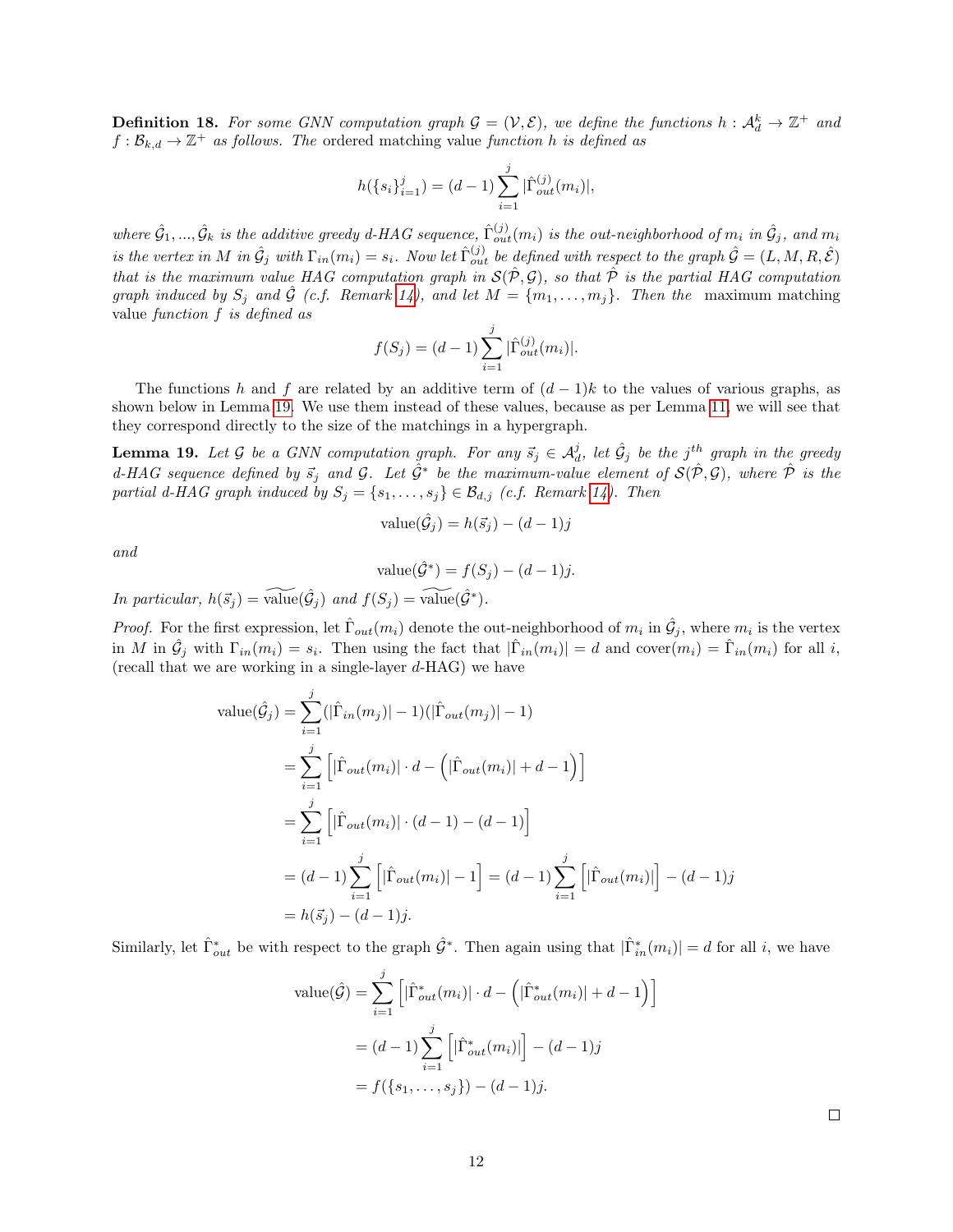**Definition 18.** *For some GNN computation graph $\mathcal{G} = (\mathcal{V}, \mathcal{E})$, we define the functions $h : \mathcal{A}_d^k \to \mathbb{Z}^+$ and $f : \mathcal{B}_{k,d} \to \mathbb{Z}^+$ as follows. The* ordered matching value *function $h$ is defined as*

$$h(\{s_i\}_{i=1}^j) = (d-1) \sum_{i=1}^{j} |\hat{\Gamma}_{out}^{(j)}(m_i)|,$$

*where $\hat{\mathcal{G}}_1, ..., \hat{\mathcal{G}}_k$ is the additive greedy $d$-HAG sequence, $\hat{\Gamma}_{out}^{(j)}(m_i)$ is the out-neighborhood of $m_i$ in $\hat{\mathcal{G}}_j$, and $m_i$ is the vertex in $M$ in $\hat{\mathcal{G}}_j$ with $\Gamma_{in}(m_i) = s_i$. Now let $\hat{\Gamma}_{out}^{(j)}$ be defined with respect to the graph $\hat{\mathcal{G}} = (L, M, R, \hat{\mathcal{E}})$ that is the maximum value HAG computation graph in $\mathcal{S}(\hat{\mathcal{P}}, \mathcal{G})$, so that $\hat{\mathcal{P}}$ is the partial HAG computation graph induced by $S_j$ and $\hat{\mathcal{G}}$ (c.f. Remark 14), and let $M = \{m_1, \ldots, m_j\}$. Then the* maximum matching value *function $f$ is defined as*

$$f(S_j) = (d-1) \sum_{i=1}^{j} |\hat{\Gamma}_{out}^{(j)}(m_i)|.$$

The functions $h$ and $f$ are related by an additive term of $(d-1)k$ to the values of various graphs, as shown below in Lemma 19. We use them instead of these values, because as per Lemma 11, we will see that they correspond directly to the size of the matchings in a hypergraph.

**Lemma 19.** *Let $\mathcal{G}$ be a GNN computation graph. For any $\vec{s}_j \in \mathcal{A}_d^j$, let $\hat{\mathcal{G}}_j$ be the $j^{th}$ graph in the greedy $d$-HAG sequence defined by $\vec{s}_j$ and $\mathcal{G}$. Let $\hat{\mathcal{G}}^*$ be the maximum-value element of $\mathcal{S}(\hat{\mathcal{P}}, \mathcal{G})$, where $\hat{\mathcal{P}}$ is the partial $d$-HAG graph induced by $S_j = \{s_1, \ldots, s_j\} \in \mathcal{B}_{d,j}$ (c.f. Remark 14). Then*

$$\text{value}(\hat{\mathcal{G}}_j) = h(\vec{s}_j) - (d-1)j$$

*and*

$$\text{value}(\hat{\mathcal{G}}^*) = f(S_j) - (d-1)j.$$

*In particular, $h(\vec{s}_j) = \widetilde{\text{value}}(\hat{\mathcal{G}}_j)$ and $f(S_j) = \widetilde{\text{value}}(\hat{\mathcal{G}}^*)$.*

*Proof.* For the first expression, let $\hat{\Gamma}_{out}(m_i)$ denote the out-neighborhood of $m_i$ in $\hat{\mathcal{G}}_j$, where $m_i$ is the vertex in $M$ in $\hat{\mathcal{G}}_j$ with $\Gamma_{in}(m_i) = s_i$. Then using the fact that $|\hat{\Gamma}_{in}(m_i)| = d$ and $\text{cover}(m_i) = \hat{\Gamma}_{in}(m_i)$ for all $i$, (recall that we are working in a single-layer $d$-HAG) we have

$$\begin{aligned}
\text{value}(\hat{\mathcal{G}}_j) &= \sum_{i=1}^{j} (|\hat{\Gamma}_{in}(m_j)| - 1)(|\hat{\Gamma}_{out}(m_j)| - 1) \\
&= \sum_{i=1}^{j} \Big[ |\hat{\Gamma}_{out}(m_i)| \cdot d - \Big( |\hat{\Gamma}_{out}(m_i)| + d - 1 \Big) \Big] \\
&= \sum_{i=1}^{j} \Big[ |\hat{\Gamma}_{out}(m_i)| \cdot (d-1) - (d-1) \Big] \\
&= (d-1) \sum_{i=1}^{j} \Big[ |\hat{\Gamma}_{out}(m_i)| - 1 \Big] = (d-1) \sum_{i=1}^{j} \Big[ |\hat{\Gamma}_{out}(m_i)| \Big] - (d-1)j \\
&= h(\vec{s}_j) - (d-1)j.
\end{aligned}$$

Similarly, let $\hat{\Gamma}_{out}^*$ be with respect to the graph $\hat{\mathcal{G}}^*$. Then again using that $|\hat{\Gamma}_{in}^*(m_i)| = d$ for all $i$, we have

$$\begin{aligned}
\text{value}(\hat{\mathcal{G}}) &= \sum_{i=1}^{j} \Big[ |\hat{\Gamma}_{out}^*(m_i)| \cdot d - \Big( |\hat{\Gamma}_{out}^*(m_i)| + d - 1 \Big) \Big] \\
&= (d-1) \sum_{i=1}^{j} \Big[ |\hat{\Gamma}_{out}^*(m_i)| \Big] - (d-1)j \\
&= f(\{s_1, \ldots, s_j\}) - (d-1)j.
\end{aligned}$$

□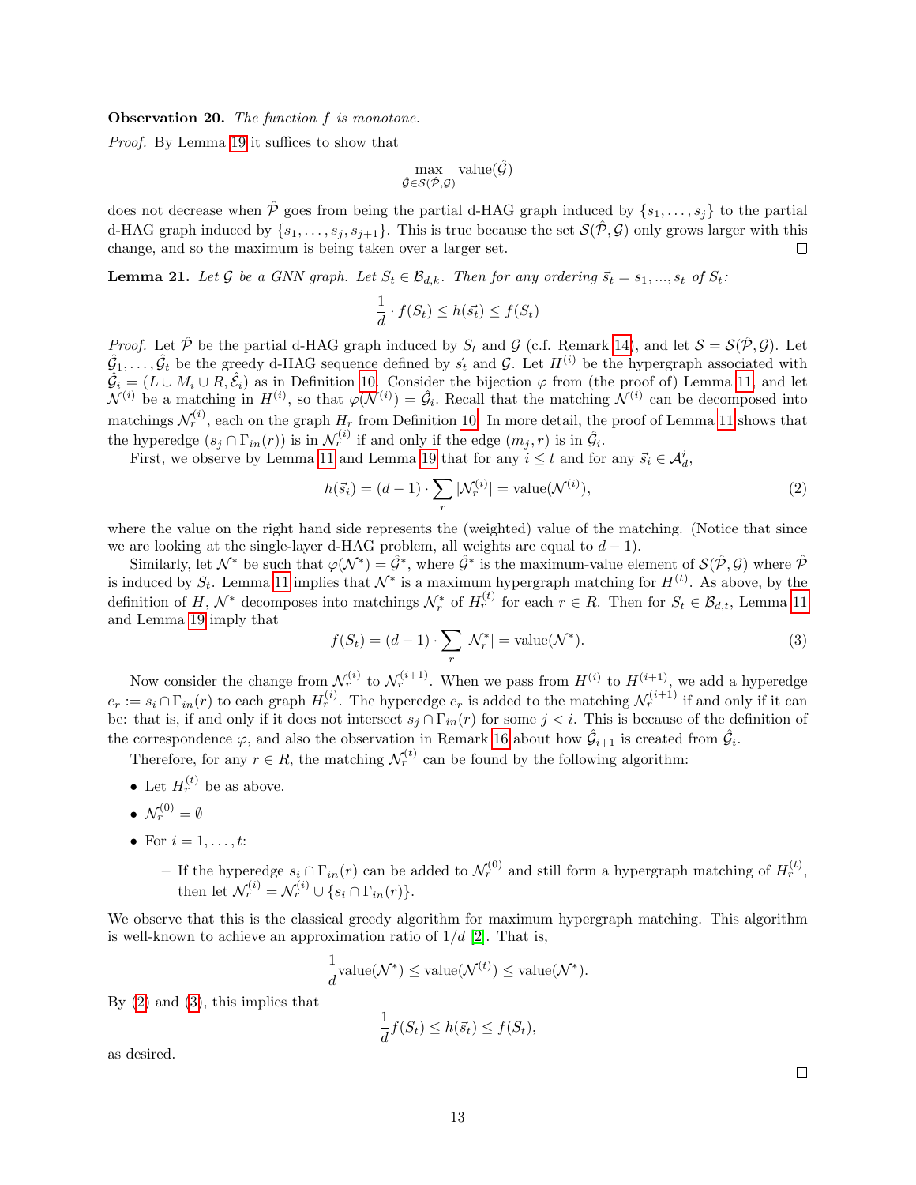**Observation 20.** *The function $f$ is monotone.*

*Proof.* By Lemma 19 it suffices to show that

$$\max_{\hat{\mathcal{G}} \in \mathcal{S}(\hat{\mathcal{P}}, \mathcal{G})} \text{value}(\hat{\mathcal{G}})$$

does not decrease when $\hat{\mathcal{P}}$ goes from being the partial d-HAG graph induced by $\{s_1, \ldots, s_j\}$ to the partial d-HAG graph induced by $\{s_1, \ldots, s_j, s_{j+1}\}$. This is true because the set $\mathcal{S}(\hat{\mathcal{P}}, \mathcal{G})$ only grows larger with this change, and so the maximum is being taken over a larger set. □

**Lemma 21.** *Let $\mathcal{G}$ be a GNN graph. Let $S_t \in \mathcal{B}_{d,k}$. Then for any ordering $\vec{s}_t = s_1, ..., s_t$ of $S_t$:*

$$\frac{1}{d} \cdot f(S_t) \leq h(\vec{s_t}) \leq f(S_t)$$

*Proof.* Let $\hat{\mathcal{P}}$ be the partial d-HAG graph induced by $S_t$ and $\mathcal{G}$ (c.f. Remark 14), and let $\mathcal{S} = \mathcal{S}(\hat{\mathcal{P}}, \mathcal{G})$. Let $\hat{\mathcal{G}}_1, \ldots, \hat{\mathcal{G}}_t$ be the greedy d-HAG sequence defined by $\vec{s}_t$ and $\mathcal{G}$. Let $H^{(i)}$ be the hypergraph associated with $\hat{\mathcal{G}}_i = (L \cup M_i \cup R, \hat{\mathcal{E}}_i)$ as in Definition 10. Consider the bijection $\varphi$ from (the proof of) Lemma 11, and let $\mathcal{N}^{(i)}$ be a matching in $H^{(i)}$, so that $\varphi(\mathcal{N}^{(i)}) = \hat{\mathcal{G}}_i$. Recall that the matching $\mathcal{N}^{(i)}$ can be decomposed into matchings $\mathcal{N}_r^{(i)}$, each on the graph $H_r$ from Definition 10. In more detail, the proof of Lemma 11 shows that the hyperedge $(s_j \cap \Gamma_{in}(r))$ is in $\mathcal{N}_r^{(i)}$ if and only if the edge $(m_j, r)$ is in $\hat{\mathcal{G}}_i$.

First, we observe by Lemma 11 and Lemma 19 that for any $i \leq t$ and for any $\vec{s}_i \in \mathcal{A}_d^i$,

$$h(\vec{s}_i) = (d-1) \cdot \sum_r |\mathcal{N}_r^{(i)}| = \text{value}(\mathcal{N}^{(i)}), \tag{2}$$

where the value on the right hand side represents the (weighted) value of the matching. (Notice that since we are looking at the single-layer d-HAG problem, all weights are equal to $d-1$).

Similarly, let $\mathcal{N}^*$ be such that $\varphi(\mathcal{N}^*) = \hat{\mathcal{G}}^*$, where $\hat{\mathcal{G}}^*$ is the maximum-value element of $\mathcal{S}(\hat{\mathcal{P}}, \mathcal{G})$ where $\hat{\mathcal{P}}$ is induced by $S_t$. Lemma 11 implies that $\mathcal{N}^*$ is a maximum hypergraph matching for $H^{(t)}$. As above, by the definition of $H$, $\mathcal{N}^*$ decomposes into matchings $\mathcal{N}_r^*$ of $H_r^{(t)}$ for each $r \in R$. Then for $S_t \in \mathcal{B}_{d,t}$, Lemma 11 and Lemma 19 imply that

$$f(S_t) = (d-1) \cdot \sum_r |\mathcal{N}_r^*| = \text{value}(\mathcal{N}^*). \tag{3}$$

Now consider the change from $\mathcal{N}_r^{(i)}$ to $\mathcal{N}_r^{(i+1)}$. When we pass from $H^{(i)}$ to $H^{(i+1)}$, we add a hyperedge $e_r := s_i \cap \Gamma_{in}(r)$ to each graph $H_r^{(i)}$. The hyperedge $e_r$ is added to the matching $\mathcal{N}_r^{(i+1)}$ if and only if it can be: that is, if and only if it does not intersect $s_j \cap \Gamma_{in}(r)$ for some $j < i$. This is because of the definition of the correspondence $\varphi$, and also the observation in Remark 16 about how $\hat{\mathcal{G}}_{i+1}$ is created from $\hat{\mathcal{G}}_i$.

Therefore, for any $r \in R$, the matching $\mathcal{N}_r^{(t)}$ can be found by the following algorithm:

- Let $H_r^{(t)}$ be as above.
- $\mathcal{N}_r^{(0)} = \emptyset$
- For $i = 1, \ldots, t$:
  - If the hyperedge $s_i \cap \Gamma_{in}(r)$ can be added to $\mathcal{N}_r^{(0)}$ and still form a hypergraph matching of $H_r^{(t)}$, then let $\mathcal{N}_r^{(i)} = \mathcal{N}_r^{(i)} \cup \{s_i \cap \Gamma_{in}(r)\}$.

We observe that this is the classical greedy algorithm for maximum hypergraph matching. This algorithm is well-known to achieve an approximation ratio of $1/d$ [2]. That is,

$$\frac{1}{d}\text{value}(\mathcal{N}^*) \leq \text{value}(\mathcal{N}^{(t)}) \leq \text{value}(\mathcal{N}^*).$$

By (2) and (3), this implies that

$$\frac{1}{d} f(S_t) \leq h(\vec{s}_t) \leq f(S_t),$$

as desired.

□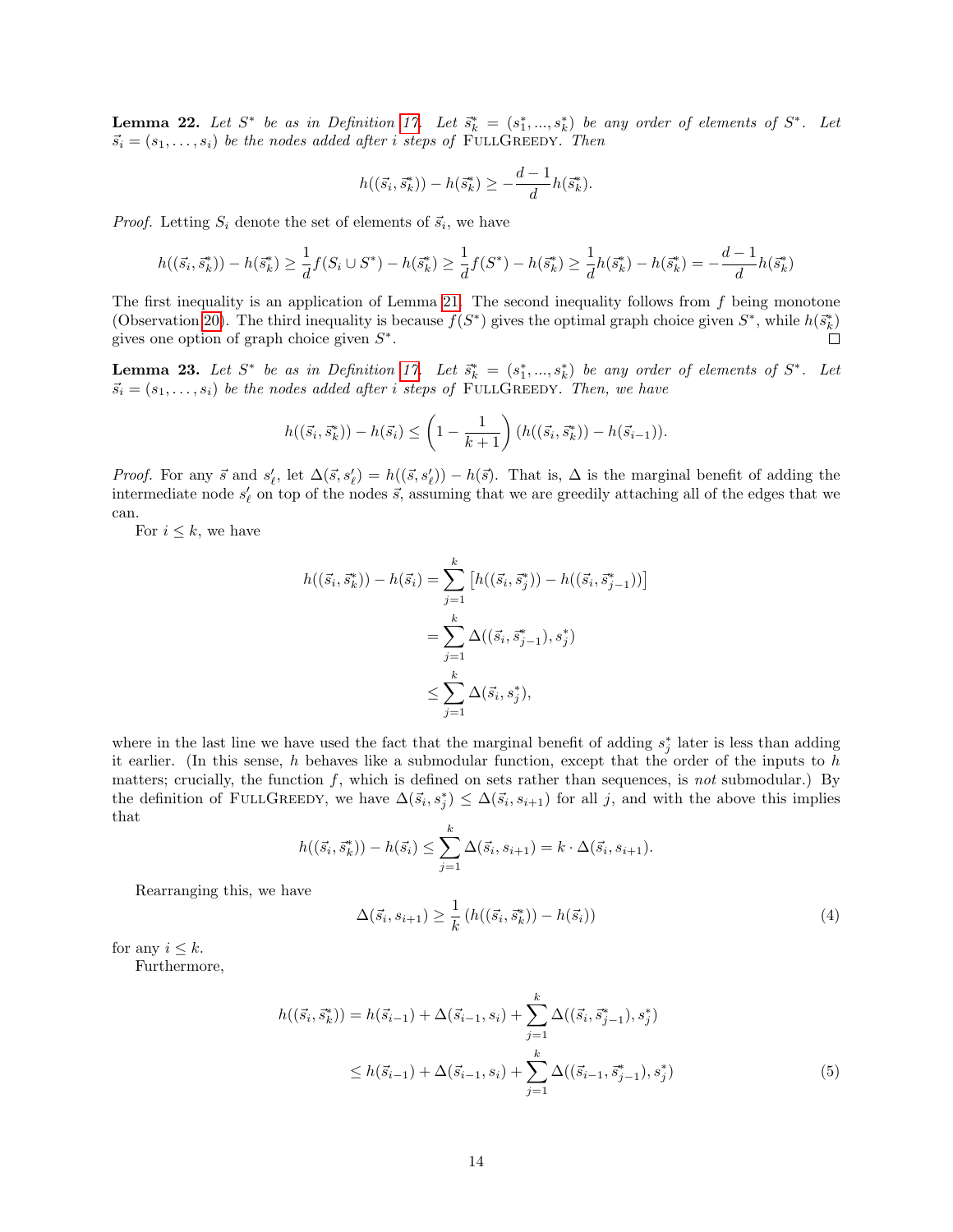**Lemma 22.** *Let $S^*$ be as in Definition 17. Let $\vec{s}^*_k = (s^*_1, ..., s^*_k)$ be any order of elements of $S^*$. Let $\vec{s}_i = (s_1, \ldots, s_i)$ be the nodes added after $i$ steps of* FullGreedy*. Then*

$$h((\vec{s}_i, \vec{s}^*_k)) - h(\vec{s}^*_k) \geq -\frac{d-1}{d} h(\vec{s}^*_k).$$

*Proof.* Letting $S_i$ denote the set of elements of $\vec{s}_i$, we have

$$h((\vec{s}_i, \vec{s}^*_k)) - h(\vec{s}^*_k) \geq \frac{1}{d} f(S_i \cup S^*) - h(\vec{s}^*_k) \geq \frac{1}{d} f(S^*) - h(\vec{s}^*_k) \geq \frac{1}{d} h(\vec{s}^*_k) - h(\vec{s}^*_k) = -\frac{d-1}{d} h(\vec{s}^*_k)$$

The first inequality is an application of Lemma 21. The second inequality follows from $f$ being monotone (Observation 20). The third inequality is because $f(S^*)$ gives the optimal graph choice given $S^*$, while $h(\vec{s}^*_k)$ gives one option of graph choice given $S^*$. □

**Lemma 23.** *Let $S^*$ be as in Definition 17. Let $\vec{s}^*_k = (s^*_1, ..., s^*_k)$ be any order of elements of $S^*$. Let $\vec{s}_i = (s_1, \ldots, s_i)$ be the nodes added after $i$ steps of* FullGreedy*. Then, we have*

$$h((\vec{s}_i, \vec{s}^*_k)) - h(\vec{s}_i) \leq \left(1 - \frac{1}{k+1}\right)(h((\vec{s}_i, \vec{s}^*_k)) - h(\vec{s}_{i-1})).$$

*Proof.* For any $\vec{s}$ and $s'_\ell$, let $\Delta(\vec{s}, s'_\ell) = h((\vec{s}, s'_\ell)) - h(\vec{s})$. That is, $\Delta$ is the marginal benefit of adding the intermediate node $s'_\ell$ on top of the nodes $\vec{s}$, assuming that we are greedily attaching all of the edges that we can.

For $i \leq k$, we have

$$\begin{aligned}
h((\vec{s}_i, \vec{s}^*_k)) - h(\vec{s}_i) &= \sum_{j=1}^{k} \left[ h((\vec{s}_i, \vec{s}^*_j)) - h((\vec{s}_i, \vec{s}^*_{j-1})) \right] \\
&= \sum_{j=1}^{k} \Delta((\vec{s}_i, \vec{s}^*_{j-1}), s^*_j) \\
&\leq \sum_{j=1}^{k} \Delta(\vec{s}_i, s^*_j),
\end{aligned}$$

where in the last line we have used the fact that the marginal benefit of adding $s^*_j$ later is less than adding it earlier. (In this sense, $h$ behaves like a submodular function, except that the order of the inputs to $h$ matters; crucially, the function $f$, which is defined on sets rather than sequences, is *not* submodular.) By the definition of FullGreedy, we have $\Delta(\vec{s}_i, s^*_j) \leq \Delta(\vec{s}_i, s_{i+1})$ for all $j$, and with the above this implies that

$$h((\vec{s}_i, \vec{s}^*_k)) - h(\vec{s}_i) \leq \sum_{j=1}^{k} \Delta(\vec{s}_i, s_{i+1}) = k \cdot \Delta(\vec{s}_i, s_{i+1}).$$

Rearranging this, we have

$$\Delta(\vec{s}_i, s_{i+1}) \geq \frac{1}{k} \left( h((\vec{s}_i, \vec{s}^*_k)) - h(\vec{s}_i) \right) \tag{4}$$

for any $i \leq k$.

Furthermore,

$$\begin{aligned}
h((\vec{s}_i, \vec{s}^*_k)) &= h(\vec{s}_{i-1}) + \Delta(\vec{s}_{i-1}, s_i) + \sum_{j=1}^{k} \Delta((\vec{s}_i, \vec{s}^*_{j-1}), s^*_j) \\
&\leq h(\vec{s}_{i-1}) + \Delta(\vec{s}_{i-1}, s_i) + \sum_{j=1}^{k} \Delta((\vec{s}_{i-1}, \vec{s}^*_{j-1}), s^*_j) \qquad (5)
\end{aligned}$$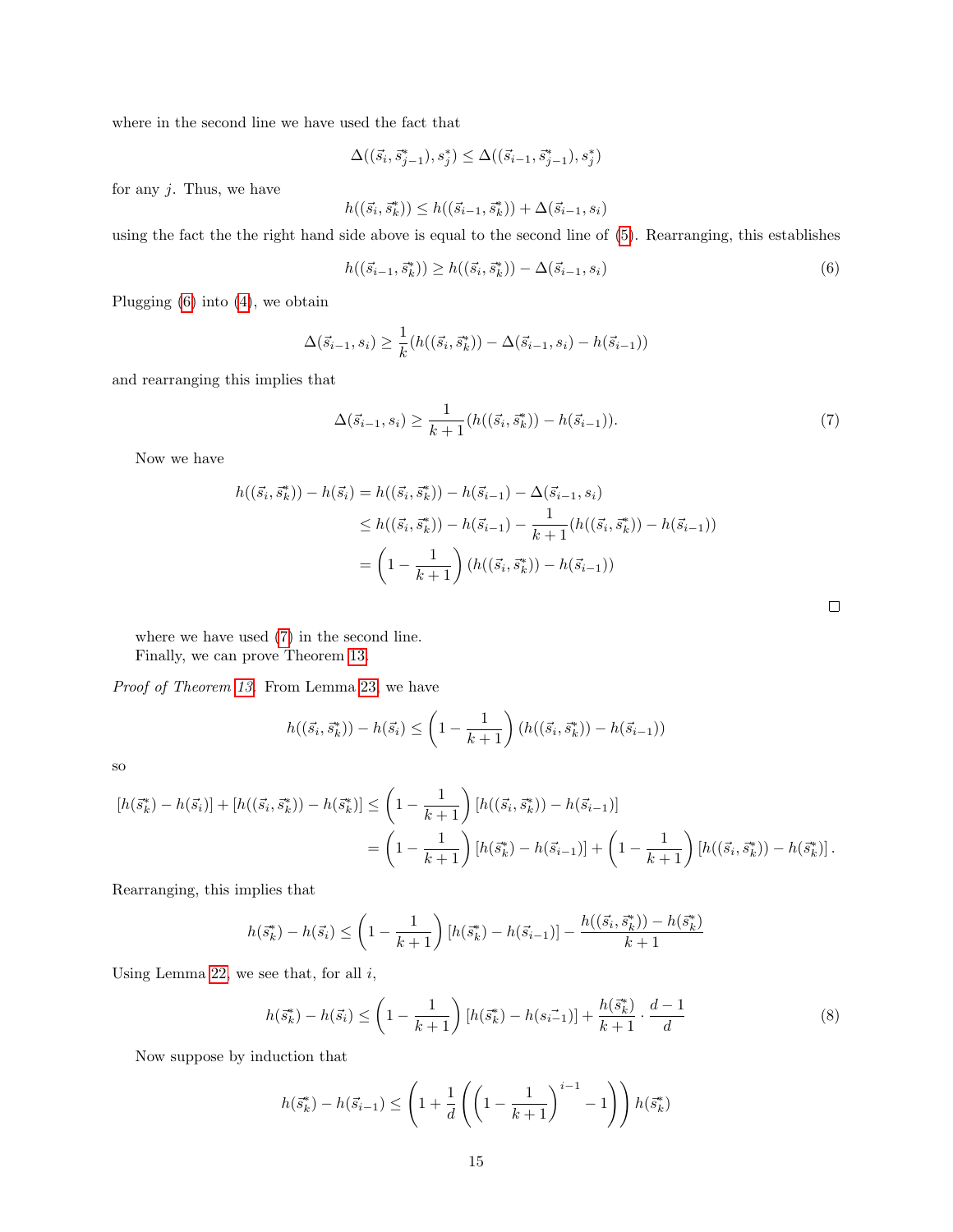where in the second line we have used the fact that

$$\Delta((\vec{s}_i, \vec{s}^*_{j-1}), s^*_j) \leq \Delta((\vec{s}_{i-1}, \vec{s}^*_{j-1}), s^*_j)$$

for any $j$. Thus, we have

$$h((\vec{s}_i, \vec{s}^*_k)) \leq h((\vec{s}_{i-1}, \vec{s}^*_k)) + \Delta(\vec{s}_{i-1}, s_i)$$

using the fact the the right hand side above is equal to the second line of (5). Rearranging, this establishes

$$h((\vec{s}_{i-1}, \vec{s}^*_k)) \geq h((\vec{s}_i, \vec{s}^*_k)) - \Delta(\vec{s}_{i-1}, s_i) \tag{6}$$

Plugging (6) into (4), we obtain

$$\Delta(\vec{s}_{i-1}, s_i) \geq \frac{1}{k}(h((\vec{s}_i, \vec{s}^*_k)) - \Delta(\vec{s}_{i-1}, s_i) - h(\vec{s}_{i-1}))$$

and rearranging this implies that

$$\Delta(\vec{s}_{i-1}, s_i) \geq \frac{1}{k+1}(h((\vec{s}_i, \vec{s}^*_k)) - h(\vec{s}_{i-1})). \tag{7}$$

Now we have

$$\begin{aligned}
h((\vec{s}_i, \vec{s}^*_k)) - h(\vec{s}_i) &= h((\vec{s}_i, \vec{s}^*_k)) - h(\vec{s}_{i-1}) - \Delta(\vec{s}_{i-1}, s_i) \\
&\leq h((\vec{s}_i, \vec{s}^*_k)) - h(\vec{s}_{i-1}) - \frac{1}{k+1}(h((\vec{s}_i, \vec{s}^*_k)) - h(\vec{s}_{i-1})) \\
&= \left(1 - \frac{1}{k+1}\right)(h((\vec{s}_i, \vec{s}^*_k)) - h(\vec{s}_{i-1}))
\end{aligned}$$

□

where we have used (7) in the second line.

Finally, we can prove Theorem 13.

*Proof of Theorem 13.* From Lemma 23, we have

$$h((\vec{s}_i, \vec{s}^*_k)) - h(\vec{s}_i) \leq \left(1 - \frac{1}{k+1}\right)(h((\vec{s}_i, \vec{s}^*_k)) - h(\vec{s}_{i-1}))$$

so

$$\begin{aligned}
[h(\vec{s}^*_k) - h(\vec{s}_i)] + [h((\vec{s}_i, \vec{s}^*_k)) - h(\vec{s}^*_k)] &\leq \left(1 - \frac{1}{k+1}\right)[h((\vec{s}_i, \vec{s}^*_k)) - h(\vec{s}_{i-1})] \\
&= \left(1 - \frac{1}{k+1}\right)[h(\vec{s}^*_k) - h(\vec{s}_{i-1})] + \left(1 - \frac{1}{k+1}\right)[h((\vec{s}_i, \vec{s}^*_k)) - h(\vec{s}^*_k)].
\end{aligned}$$

Rearranging, this implies that

$$h(\vec{s}^*_k) - h(\vec{s}_i) \leq \left(1 - \frac{1}{k+1}\right)[h(\vec{s}^*_k) - h(\vec{s}_{i-1})] - \frac{h((\vec{s}_i, \vec{s}^*_k)) - h(\vec{s}^*_k)}{k+1}$$

Using Lemma 22, we see that, for all $i$,

$$h(\vec{s}^*_k) - h(\vec{s}_i) \leq \left(1 - \frac{1}{k+1}\right)[h(\vec{s}^*_k) - h(\vec{s_{i-1}})] + \frac{h(\vec{s}^*_k)}{k+1} \cdot \frac{d-1}{d} \tag{8}$$

Now suppose by induction that

$$h(\vec{s}^*_k) - h(\vec{s}_{i-1}) \leq \left(1 + \frac{1}{d}\left(\left(1 - \frac{1}{k+1}\right)^{i-1} - 1\right)\right) h(\vec{s}^*_k)$$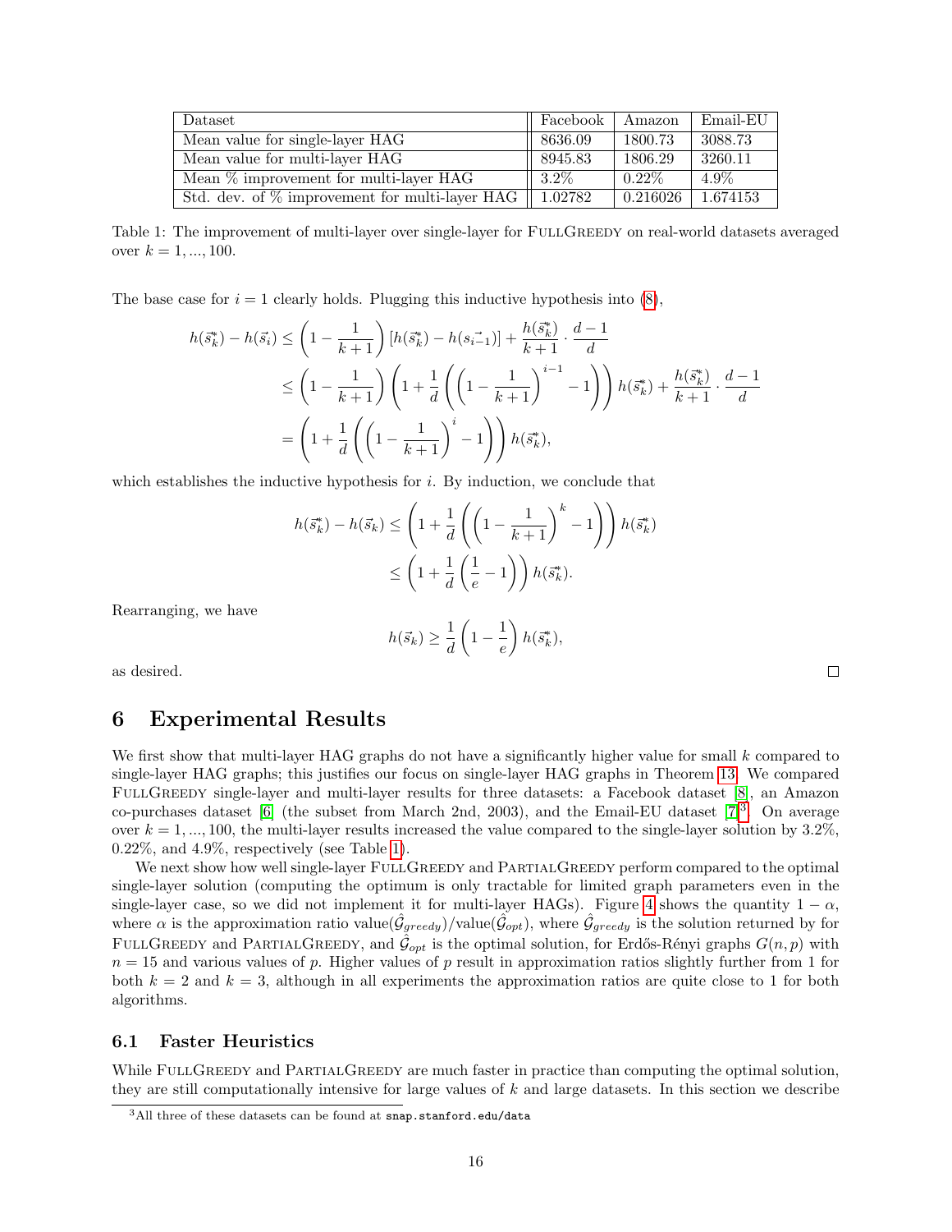| Dataset | Facebook | Amazon | Email-EU |
|---|---|---|---|
| Mean value for single-layer HAG | 8636.09 | 1800.73 | 3088.73 |
| Mean value for multi-layer HAG | 8945.83 | 1806.29 | 3260.11 |
| Mean % improvement for multi-layer HAG | 3.2% | 0.22% | 4.9% |
| Std. dev. of % improvement for multi-layer HAG | 1.02782 | 0.216026 | 1.674153 |

Table 1: The improvement of multi-layer over single-layer for FullGreedy on real-world datasets averaged over $k = 1, ..., 100$.

The base case for $i = 1$ clearly holds. Plugging this inductive hypothesis into (8),

$$
\begin{aligned}
h(\vec{s}_k^*) - h(\vec{s}_i) &\leq \left(1 - \frac{1}{k+1}\right)[h(\vec{s}_k^*) - h(\vec{s_{i-1}})] + \frac{h(\vec{s}_k^*)}{k+1} \cdot \frac{d-1}{d} \\
&\leq \left(1 - \frac{1}{k+1}\right)\left(1 + \frac{1}{d}\left(\left(1 - \frac{1}{k+1}\right)^{i-1} - 1\right)\right) h(\vec{s}_k^*) + \frac{h(\vec{s}_k^*)}{k+1} \cdot \frac{d-1}{d} \\
&= \left(1 + \frac{1}{d}\left(\left(1 - \frac{1}{k+1}\right)^{i} - 1\right)\right) h(\vec{s}_k^*),
\end{aligned}
$$

which establishes the inductive hypothesis for $i$. By induction, we conclude that

$$
\begin{aligned}
h(\vec{s}_k^*) - h(\vec{s}_k) &\leq \left(1 + \frac{1}{d}\left(\left(1 - \frac{1}{k+1}\right)^{k} - 1\right)\right) h(\vec{s}_k^*) \\
&\leq \left(1 + \frac{1}{d}\left(\frac{1}{e} - 1\right)\right) h(\vec{s}_k^*).
\end{aligned}
$$

Rearranging, we have

$$
h(\vec{s}_k) \geq \frac{1}{d}\left(1 - \frac{1}{e}\right) h(\vec{s}_k^*),
$$

as desired. □

# 6 Experimental Results

We first show that multi-layer HAG graphs do not have a significantly higher value for small $k$ compared to single-layer HAG graphs; this justifies our focus on single-layer HAG graphs in Theorem 13. We compared FullGreedy single-layer and multi-layer results for three datasets: a Facebook dataset [8], an Amazon co-purchases dataset [6] (the subset from March 2nd, 2003), and the Email-EU dataset [7][3]. On average over $k = 1, ..., 100$, the multi-layer results increased the value compared to the single-layer solution by 3.2%, 0.22%, and 4.9%, respectively (see Table 1).

We next show how well single-layer FullGreedy and PartialGreedy perform compared to the optimal single-layer solution (computing the optimum is only tractable for limited graph parameters even in the single-layer case, so we did not implement it for multi-layer HAGs). Figure 4 shows the quantity $1 - \alpha$, where $\alpha$ is the approximation ratio value$(\hat{\mathcal{G}}_{greedy})$/value$(\hat{\mathcal{G}}_{opt})$, where $\hat{\mathcal{G}}_{greedy}$ is the solution returned by for FullGreedy and PartialGreedy, and $\hat{\mathcal{G}}_{opt}$ is the optimal solution, for Erdős-Rényi graphs $G(n, p)$ with $n = 15$ and various values of $p$. Higher values of $p$ result in approximation ratios slightly further from 1 for both $k = 2$ and $k = 3$, although in all experiments the approximation ratios are quite close to 1 for both algorithms.

## 6.1 Faster Heuristics

While FullGreedy and PartialGreedy are much faster in practice than computing the optimal solution, they are still computationally intensive for large values of $k$ and large datasets. In this section we describe

[3] All three of these datasets can be found at snap.stanford.edu/data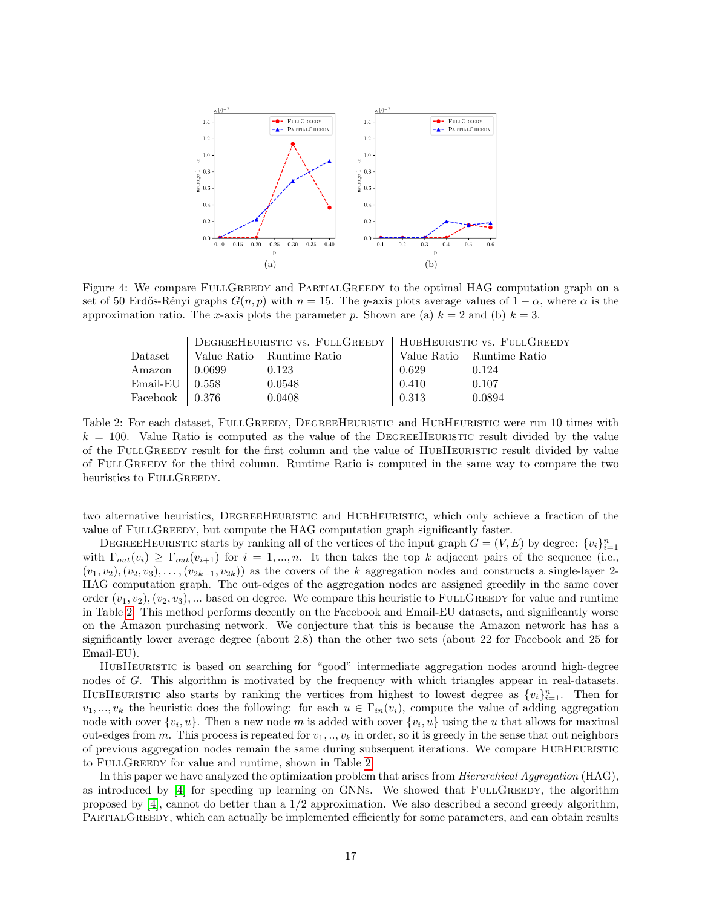Figure 4: We compare FullGreedy and PartialGreedy to the optimal HAG computation graph on a set of 50 Erdős-Rényi graphs $G(n, p)$ with $n = 15$. The $y$-axis plots average values of $1 - \alpha$, where $\alpha$ is the approximation ratio. The $x$-axis plots the parameter $p$. Shown are (a) $k = 2$ and (b) $k = 3$.

| | DegreeHeuristic vs. FullGreedy | | HubHeuristic vs. FullGreedy | |
|---|---|---|---|---|
| Dataset | Value Ratio | Runtime Ratio | Value Ratio | Runtime Ratio |
| Amazon | 0.0699 | 0.123 | 0.629 | 0.124 |
| Email-EU | 0.558 | 0.0548 | 0.410 | 0.107 |
| Facebook | 0.376 | 0.0408 | 0.313 | 0.0894 |

Table 2: For each dataset, FullGreedy, DegreeHeuristic and HubHeuristic were run 10 times with $k = 100$. Value Ratio is computed as the value of the DegreeHeuristic result divided by the value of the FullGreedy result for the first column and the value of HubHeuristic result divided by value of FullGreedy for the third column. Runtime Ratio is computed in the same way to compare the two heuristics to FullGreedy.

two alternative heuristics, DegreeHeuristic and HubHeuristic, which only achieve a fraction of the value of FullGreedy, but compute the HAG computation graph significantly faster.

DegreeHeuristic starts by ranking all of the vertices of the input graph $G = (V, E)$ by degree: $\{v_i\}_{i=1}^n$ with $\Gamma_{out}(v_i) \geq \Gamma_{out}(v_{i+1})$ for $i = 1, ..., n$. It then takes the top $k$ adjacent pairs of the sequence (i.e., $(v_1, v_2), (v_2, v_3), \ldots, (v_{2k-1}, v_{2k})$) as the covers of the $k$ aggregation nodes and constructs a single-layer 2-HAG computation graph. The out-edges of the aggregation nodes are assigned greedily in the same cover order $(v_1, v_2), (v_2, v_3), \ldots$ based on degree. We compare this heuristic to FullGreedy for value and runtime in Table 2. This method performs decently on the Facebook and Email-EU datasets, and significantly worse on the Amazon purchasing network. We conjecture that this is because the Amazon network has has a significantly lower average degree (about 2.8) than the other two sets (about 22 for Facebook and 25 for Email-EU).

HubHeuristic is based on searching for "good" intermediate aggregation nodes around high-degree nodes of $G$. This algorithm is motivated by the frequency with which triangles appear in real-datasets. HubHeuristic also starts by ranking the vertices from highest to lowest degree as $\{v_i\}_{i=1}^n$. Then for $v_1, ..., v_k$ the heuristic does the following: for each $u \in \Gamma_{in}(v_i)$, compute the value of adding aggregation node with cover $\{v_i, u\}$. Then a new node $m$ is added with cover $\{v_i, u\}$ using the $u$ that allows for maximal out-edges from $m$. This process is repeated for $v_1, .., v_k$ in order, so it is greedy in the sense that out neighbors of previous aggregation nodes remain the same during subsequent iterations. We compare HubHeuristic to FullGreedy for value and runtime, shown in Table 2.

In this paper we have analyzed the optimization problem that arises from *Hierarchical Aggregation* (HAG), as introduced by [4] for speeding up learning on GNNs. We showed that FullGreedy, the algorithm proposed by [4], cannot do better than a 1/2 approximation. We also described a second greedy algorithm, PartialGreedy, which can actually be implemented efficiently for some parameters, and can obtain results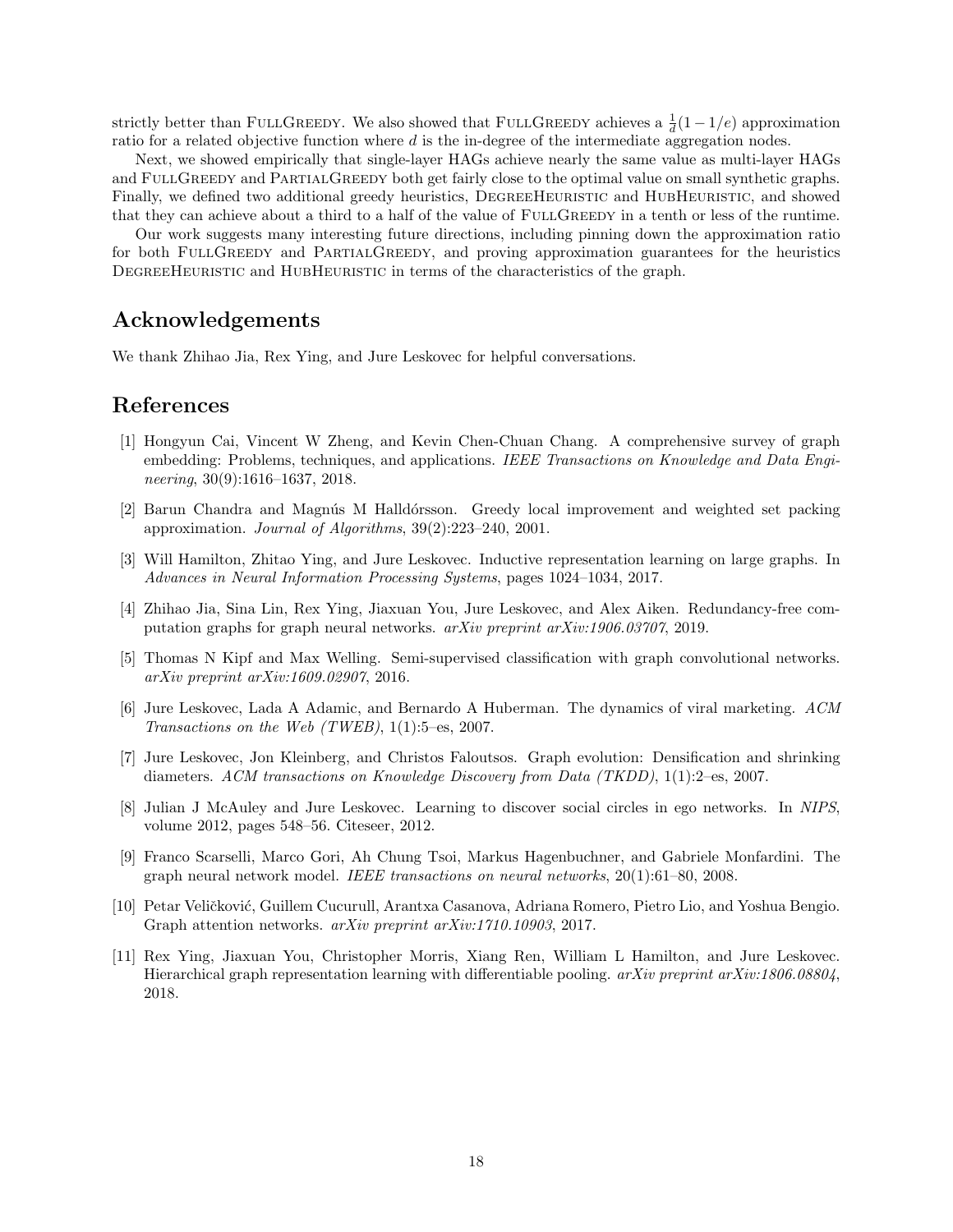strictly better than FullGreedy. We also showed that FullGreedy achieves a $\frac{1}{d}(1 - 1/e)$ approximation ratio for a related objective function where $d$ is the in-degree of the intermediate aggregation nodes.

Next, we showed empirically that single-layer HAGs achieve nearly the same value as multi-layer HAGs and FullGreedy and PartialGreedy both get fairly close to the optimal value on small synthetic graphs. Finally, we defined two additional greedy heuristics, DegreeHeuristic and HubHeuristic, and showed that they can achieve about a third to a half of the value of FullGreedy in a tenth or less of the runtime.

Our work suggests many interesting future directions, including pinning down the approximation ratio for both FullGreedy and PartialGreedy, and proving approximation guarantees for the heuristics DegreeHeuristic and HubHeuristic in terms of the characteristics of the graph.

## Acknowledgements

We thank Zhihao Jia, Rex Ying, and Jure Leskovec for helpful conversations.

## References

[1] Hongyun Cai, Vincent W Zheng, and Kevin Chen-Chuan Chang. A comprehensive survey of graph embedding: Problems, techniques, and applications. *IEEE Transactions on Knowledge and Data Engineering*, 30(9):1616–1637, 2018.

[2] Barun Chandra and Magnús M Halldórsson. Greedy local improvement and weighted set packing approximation. *Journal of Algorithms*, 39(2):223–240, 2001.

[3] Will Hamilton, Zhitao Ying, and Jure Leskovec. Inductive representation learning on large graphs. In *Advances in Neural Information Processing Systems*, pages 1024–1034, 2017.

[4] Zhihao Jia, Sina Lin, Rex Ying, Jiaxuan You, Jure Leskovec, and Alex Aiken. Redundancy-free computation graphs for graph neural networks. *arXiv preprint arXiv:1906.03707*, 2019.

[5] Thomas N Kipf and Max Welling. Semi-supervised classification with graph convolutional networks. *arXiv preprint arXiv:1609.02907*, 2016.

[6] Jure Leskovec, Lada A Adamic, and Bernardo A Huberman. The dynamics of viral marketing. *ACM Transactions on the Web (TWEB)*, 1(1):5–es, 2007.

[7] Jure Leskovec, Jon Kleinberg, and Christos Faloutsos. Graph evolution: Densification and shrinking diameters. *ACM transactions on Knowledge Discovery from Data (TKDD)*, 1(1):2–es, 2007.

[8] Julian J McAuley and Jure Leskovec. Learning to discover social circles in ego networks. In *NIPS*, volume 2012, pages 548–56. Citeseer, 2012.

[9] Franco Scarselli, Marco Gori, Ah Chung Tsoi, Markus Hagenbuchner, and Gabriele Monfardini. The graph neural network model. *IEEE transactions on neural networks*, 20(1):61–80, 2008.

[10] Petar Veličković, Guillem Cucurull, Arantxa Casanova, Adriana Romero, Pietro Lio, and Yoshua Bengio. Graph attention networks. *arXiv preprint arXiv:1710.10903*, 2017.

[11] Rex Ying, Jiaxuan You, Christopher Morris, Xiang Ren, William L Hamilton, and Jure Leskovec. Hierarchical graph representation learning with differentiable pooling. *arXiv preprint arXiv:1806.08804*, 2018.